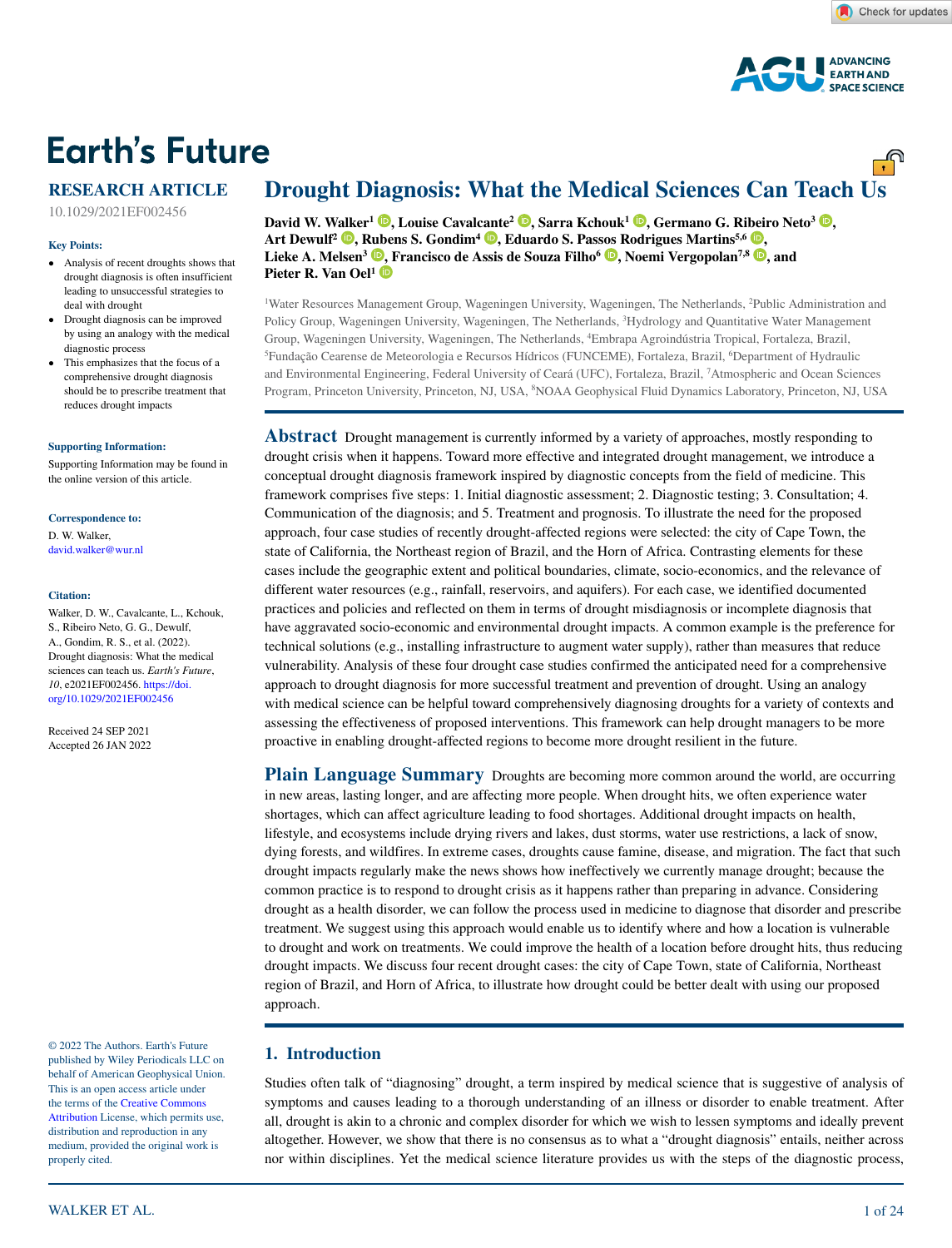# Drought Diagnosis: What the Medical Sciences Can Teach Us

**David W. Walker[1], Louise Cavalcante[2], Sarra Kchouk[1], Germano G. Ribeiro Neto[3], Art Dewulf[2], Rubens S. Gondim[4], Eduardo S. Passos Rodrigues Martins[5,6], Lieke A. Melsen[3], Francisco de Assis de Souza Filho[6], Noemi Vergopolan[7,8], and Pieter R. Van Oel[1]**

[1]Water Resources Management Group, Wageningen University, Wageningen, The Netherlands, [2]Public Administration and Policy Group, Wageningen University, Wageningen, The Netherlands, [3]Hydrology and Quantitative Water Management Group, Wageningen University, Wageningen, The Netherlands, [4]Embrapa Agroindústria Tropical, Fortaleza, Brazil, [5]Fundação Cearense de Meteorologia e Recursos Hídricos (FUNCEME), Fortaleza, Brazil, [6]Department of Hydraulic and Environmental Engineering, Federal University of Ceará (UFC), Fortaleza, Brazil, [7]Atmospheric and Ocean Sciences Program, Princeton University, Princeton, NJ, USA, [8]NOAA Geophysical Fluid Dynamics Laboratory, Princeton, NJ, USA

**RESEARCH ARTICLE**

10.1029/2021EF002456

**Key Points:**

- Analysis of recent droughts shows that drought diagnosis is often insufficient leading to unsuccessful strategies to deal with drought
- Drought diagnosis can be improved by using an analogy with the medical diagnostic process
- This emphasizes that the focus of a comprehensive drought diagnosis should be to prescribe treatment that reduces drought impacts

**Supporting Information:**

Supporting Information may be found in the online version of this article.

**Correspondence to:**

D. W. Walker,
david.walker@wur.nl

**Citation:**

Walker, D. W., Cavalcante, L., Kchouk, S., Ribeiro Neto, G. G., Dewulf, A., Gondim, R. S., et al. (2022). Drought diagnosis: What the medical sciences can teach us. *Earth's Future*, *10*, e2021EF002456. https://doi.org/10.1029/2021EF002456

Received 24 SEP 2021
Accepted 26 JAN 2022

© 2022 The Authors. Earth's Future published by Wiley Periodicals LLC on behalf of American Geophysical Union. This is an open access article under the terms of the Creative Commons Attribution License, which permits use, distribution and reproduction in any medium, provided the original work is properly cited.

## Abstract

Drought management is currently informed by a variety of approaches, mostly responding to drought crisis when it happens. Toward more effective and integrated drought management, we introduce a conceptual drought diagnosis framework inspired by diagnostic concepts from the field of medicine. This framework comprises five steps: 1. Initial diagnostic assessment; 2. Diagnostic testing; 3. Consultation; 4. Communication of the diagnosis; and 5. Treatment and prognosis. To illustrate the need for the proposed approach, four case studies of recently drought-affected regions were selected: the city of Cape Town, the state of California, the Northeast region of Brazil, and the Horn of Africa. Contrasting elements for these cases include the geographic extent and political boundaries, climate, socio-economics, and the relevance of different water resources (e.g., rainfall, reservoirs, and aquifers). For each case, we identified documented practices and policies and reflected on them in terms of drought misdiagnosis or incomplete diagnosis that have aggravated socio-economic and environmental drought impacts. A common example is the preference for technical solutions (e.g., installing infrastructure to augment water supply), rather than measures that reduce vulnerability. Analysis of these four drought case studies confirmed the anticipated need for a comprehensive approach to drought diagnosis for more successful treatment and prevention of drought. Using an analogy with medical science can be helpful toward comprehensively diagnosing droughts for a variety of contexts and assessing the effectiveness of proposed interventions. This framework can help drought managers to be more proactive in enabling drought-affected regions to become more drought resilient in the future.

## Plain Language Summary

Droughts are becoming more common around the world, are occurring in new areas, lasting longer, and are affecting more people. When drought hits, we often experience water shortages, which can affect agriculture leading to food shortages. Additional drought impacts on health, lifestyle, and ecosystems include drying rivers and lakes, dust storms, water use restrictions, a lack of snow, dying forests, and wildfires. In extreme cases, droughts cause famine, disease, and migration. The fact that such drought impacts regularly make the news shows how ineffectively we currently manage drought; because the common practice is to respond to drought crisis as it happens rather than preparing in advance. Considering drought as a health disorder, we can follow the process used in medicine to diagnose that disorder and prescribe treatment. We suggest using this approach would enable us to identify where and how a location is vulnerable to drought and work on treatments. We could improve the health of a location before drought hits, thus reducing drought impacts. We discuss four recent drought cases: the city of Cape Town, state of California, Northeast region of Brazil, and Horn of Africa, to illustrate how drought could be better dealt with using our proposed approach.

## 1. Introduction

Studies often talk of "diagnosing" drought, a term inspired by medical science that is suggestive of analysis of symptoms and causes leading to a thorough understanding of an illness or disorder to enable treatment. After all, drought is akin to a chronic and complex disorder for which we wish to lessen symptoms and ideally prevent altogether. However, we show that there is no consensus as to what a "drought diagnosis" entails, neither across nor within disciplines. Yet the medical science literature provides us with the steps of the diagnostic process,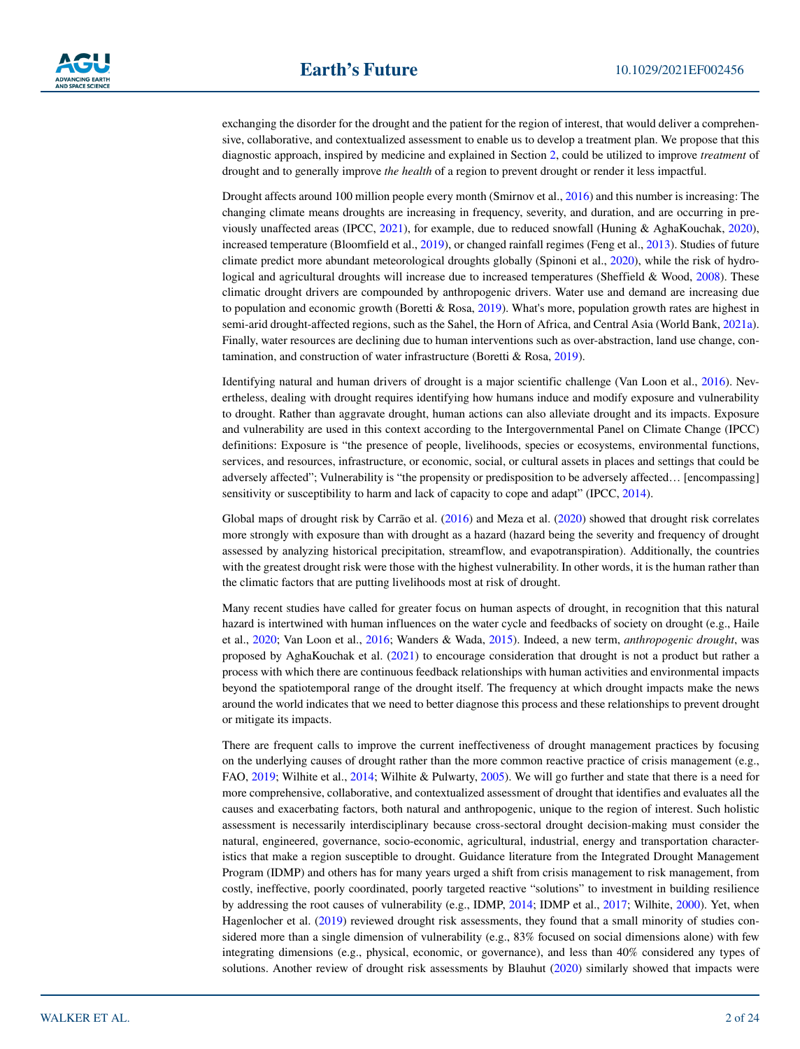exchanging the disorder for the drought and the patient for the region of interest, that would deliver a comprehensive, collaborative, and contextualized assessment to enable us to develop a treatment plan. We propose that this diagnostic approach, inspired by medicine and explained in Section 2, could be utilized to improve *treatment* of drought and to generally improve *the health* of a region to prevent drought or render it less impactful.

Drought affects around 100 million people every month (Smirnov et al., 2016) and this number is increasing: The changing climate means droughts are increasing in frequency, severity, and duration, and are occurring in previously unaffected areas (IPCC, 2021), for example, due to reduced snowfall (Huning & AghaKouchak, 2020), increased temperature (Bloomfield et al., 2019), or changed rainfall regimes (Feng et al., 2013). Studies of future climate predict more abundant meteorological droughts globally (Spinoni et al., 2020), while the risk of hydrological and agricultural droughts will increase due to increased temperatures (Sheffield & Wood, 2008). These climatic drought drivers are compounded by anthropogenic drivers. Water use and demand are increasing due to population and economic growth (Boretti & Rosa, 2019). What's more, population growth rates are highest in semi-arid drought-affected regions, such as the Sahel, the Horn of Africa, and Central Asia (World Bank, 2021a). Finally, water resources are declining due to human interventions such as over-abstraction, land use change, contamination, and construction of water infrastructure (Boretti & Rosa, 2019).

Identifying natural and human drivers of drought is a major scientific challenge (Van Loon et al., 2016). Nevertheless, dealing with drought requires identifying how humans induce and modify exposure and vulnerability to drought. Rather than aggravate drought, human actions can also alleviate drought and its impacts. Exposure and vulnerability are used in this context according to the Intergovernmental Panel on Climate Change (IPCC) definitions: Exposure is "the presence of people, livelihoods, species or ecosystems, environmental functions, services, and resources, infrastructure, or economic, social, or cultural assets in places and settings that could be adversely affected"; Vulnerability is "the propensity or predisposition to be adversely affected… [encompassing] sensitivity or susceptibility to harm and lack of capacity to cope and adapt" (IPCC, 2014).

Global maps of drought risk by Carrão et al. (2016) and Meza et al. (2020) showed that drought risk correlates more strongly with exposure than with drought as a hazard (hazard being the severity and frequency of drought assessed by analyzing historical precipitation, streamflow, and evapotranspiration). Additionally, the countries with the greatest drought risk were those with the highest vulnerability. In other words, it is the human rather than the climatic factors that are putting livelihoods most at risk of drought.

Many recent studies have called for greater focus on human aspects of drought, in recognition that this natural hazard is intertwined with human influences on the water cycle and feedbacks of society on drought (e.g., Haile et al., 2020; Van Loon et al., 2016; Wanders & Wada, 2015). Indeed, a new term, *anthropogenic drought*, was proposed by AghaKouchak et al. (2021) to encourage consideration that drought is not a product but rather a process with which there are continuous feedback relationships with human activities and environmental impacts beyond the spatiotemporal range of the drought itself. The frequency at which drought impacts make the news around the world indicates that we need to better diagnose this process and these relationships to prevent drought or mitigate its impacts.

There are frequent calls to improve the current ineffectiveness of drought management practices by focusing on the underlying causes of drought rather than the more common reactive practice of crisis management (e.g., FAO, 2019; Wilhite et al., 2014; Wilhite & Pulwarty, 2005). We will go further and state that there is a need for more comprehensive, collaborative, and contextualized assessment of drought that identifies and evaluates all the causes and exacerbating factors, both natural and anthropogenic, unique to the region of interest. Such holistic assessment is necessarily interdisciplinary because cross-sectoral drought decision-making must consider the natural, engineered, governance, socio-economic, agricultural, industrial, energy and transportation characteristics that make a region susceptible to drought. Guidance literature from the Integrated Drought Management Program (IDMP) and others has for many years urged a shift from crisis management to risk management, from costly, ineffective, poorly coordinated, poorly targeted reactive "solutions" to investment in building resilience by addressing the root causes of vulnerability (e.g., IDMP, 2014; IDMP et al., 2017; Wilhite, 2000). Yet, when Hagenlocher et al. (2019) reviewed drought risk assessments, they found that a small minority of studies considered more than a single dimension of vulnerability (e.g., 83% focused on social dimensions alone) with few integrating dimensions (e.g., physical, economic, or governance), and less than 40% considered any types of solutions. Another review of drought risk assessments by Blauhut (2020) similarly showed that impacts were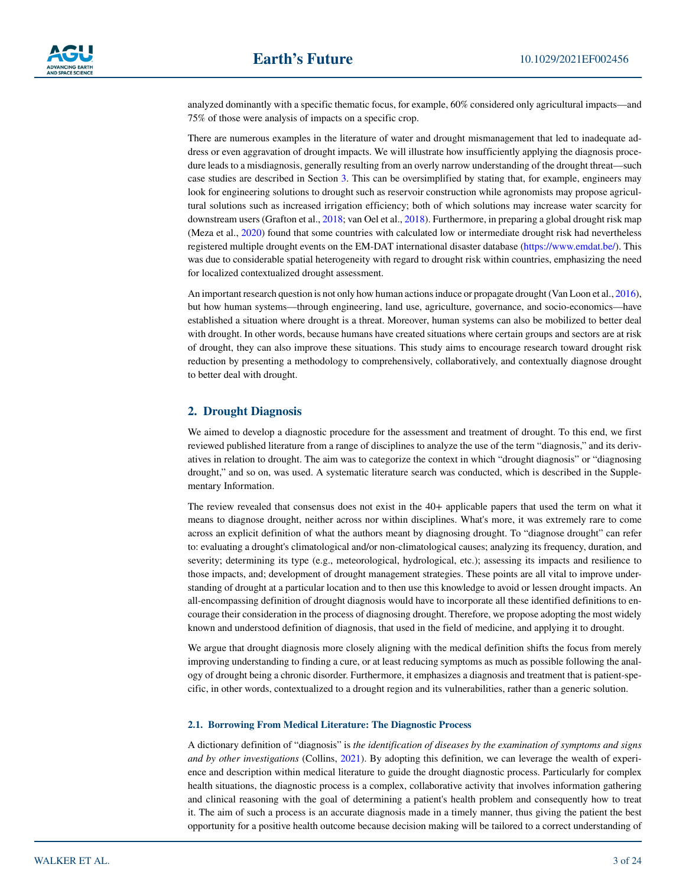analyzed dominantly with a specific thematic focus, for example, 60% considered only agricultural impacts—and 75% of those were analysis of impacts on a specific crop.

There are numerous examples in the literature of water and drought mismanagement that led to inadequate address or even aggravation of drought impacts. We will illustrate how insufficiently applying the diagnosis procedure leads to a misdiagnosis, generally resulting from an overly narrow understanding of the drought threat—such case studies are described in Section 3. This can be oversimplified by stating that, for example, engineers may look for engineering solutions to drought such as reservoir construction while agronomists may propose agricultural solutions such as increased irrigation efficiency; both of which solutions may increase water scarcity for downstream users (Grafton et al., 2018; van Oel et al., 2018). Furthermore, in preparing a global drought risk map (Meza et al., 2020) found that some countries with calculated low or intermediate drought risk had nevertheless registered multiple drought events on the EM-DAT international disaster database (https://www.emdat.be/). This was due to considerable spatial heterogeneity with regard to drought risk within countries, emphasizing the need for localized contextualized drought assessment.

An important research question is not only how human actions induce or propagate drought (Van Loon et al., 2016), but how human systems—through engineering, land use, agriculture, governance, and socio-economics—have established a situation where drought is a threat. Moreover, human systems can also be mobilized to better deal with drought. In other words, because humans have created situations where certain groups and sectors are at risk of drought, they can also improve these situations. This study aims to encourage research toward drought risk reduction by presenting a methodology to comprehensively, collaboratively, and contextually diagnose drought to better deal with drought.

## 2. Drought Diagnosis

We aimed to develop a diagnostic procedure for the assessment and treatment of drought. To this end, we first reviewed published literature from a range of disciplines to analyze the use of the term "diagnosis," and its derivatives in relation to drought. The aim was to categorize the context in which "drought diagnosis" or "diagnosing drought," and so on, was used. A systematic literature search was conducted, which is described in the Supplementary Information.

The review revealed that consensus does not exist in the 40+ applicable papers that used the term on what it means to diagnose drought, neither across nor within disciplines. What's more, it was extremely rare to come across an explicit definition of what the authors meant by diagnosing drought. To "diagnose drought" can refer to: evaluating a drought's climatological and/or non-climatological causes; analyzing its frequency, duration, and severity; determining its type (e.g., meteorological, hydrological, etc.); assessing its impacts and resilience to those impacts, and; development of drought management strategies. These points are all vital to improve understanding of drought at a particular location and to then use this knowledge to avoid or lessen drought impacts. An all-encompassing definition of drought diagnosis would have to incorporate all these identified definitions to encourage their consideration in the process of diagnosing drought. Therefore, we propose adopting the most widely known and understood definition of diagnosis, that used in the field of medicine, and applying it to drought.

We argue that drought diagnosis more closely aligning with the medical definition shifts the focus from merely improving understanding to finding a cure, or at least reducing symptoms as much as possible following the analogy of drought being a chronic disorder. Furthermore, it emphasizes a diagnosis and treatment that is patient-specific, in other words, contextualized to a drought region and its vulnerabilities, rather than a generic solution.

### 2.1. Borrowing From Medical Literature: The Diagnostic Process

A dictionary definition of "diagnosis" is *the identification of diseases by the examination of symptoms and signs and by other investigations* (Collins, 2021). By adopting this definition, we can leverage the wealth of experience and description within medical literature to guide the drought diagnostic process. Particularly for complex health situations, the diagnostic process is a complex, collaborative activity that involves information gathering and clinical reasoning with the goal of determining a patient's health problem and consequently how to treat it. The aim of such a process is an accurate diagnosis made in a timely manner, thus giving the patient the best opportunity for a positive health outcome because decision making will be tailored to a correct understanding of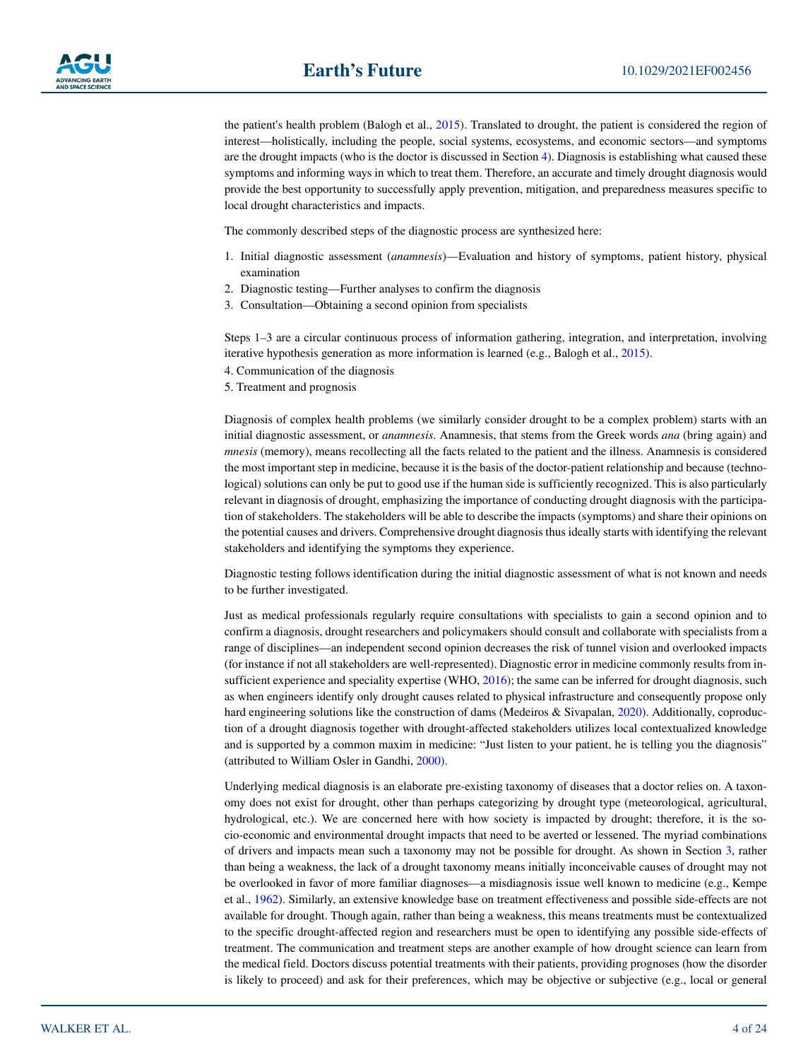the patient's health problem (Balogh et al., 2015). Translated to drought, the patient is considered the region of interest—holistically, including the people, social systems, ecosystems, and economic sectors—and symptoms are the drought impacts (who is the doctor is discussed in Section 4). Diagnosis is establishing what caused these symptoms and informing ways in which to treat them. Therefore, an accurate and timely drought diagnosis would provide the best opportunity to successfully apply prevention, mitigation, and preparedness measures specific to local drought characteristics and impacts.

The commonly described steps of the diagnostic process are synthesized here:

1. Initial diagnostic assessment (*anamnesis*)—Evaluation and history of symptoms, patient history, physical examination
2. Diagnostic testing—Further analyses to confirm the diagnosis
3. Consultation—Obtaining a second opinion from specialists

Steps 1–3 are a circular continuous process of information gathering, integration, and interpretation, involving iterative hypothesis generation as more information is learned (e.g., Balogh et al., 2015).

4. Communication of the diagnosis
5. Treatment and prognosis

Diagnosis of complex health problems (we similarly consider drought to be a complex problem) starts with an initial diagnostic assessment, or *anamnesis*. Anamnesis, that stems from the Greek words *ana* (bring again) and *mnesis* (memory), means recollecting all the facts related to the patient and the illness. Anamnesis is considered the most important step in medicine, because it is the basis of the doctor-patient relationship and because (technological) solutions can only be put to good use if the human side is sufficiently recognized. This is also particularly relevant in diagnosis of drought, emphasizing the importance of conducting drought diagnosis with the participation of stakeholders. The stakeholders will be able to describe the impacts (symptoms) and share their opinions on the potential causes and drivers. Comprehensive drought diagnosis thus ideally starts with identifying the relevant stakeholders and identifying the symptoms they experience.

Diagnostic testing follows identification during the initial diagnostic assessment of what is not known and needs to be further investigated.

Just as medical professionals regularly require consultations with specialists to gain a second opinion and to confirm a diagnosis, drought researchers and policymakers should consult and collaborate with specialists from a range of disciplines—an independent second opinion decreases the risk of tunnel vision and overlooked impacts (for instance if not all stakeholders are well-represented). Diagnostic error in medicine commonly results from insufficient experience and speciality expertise (WHO, 2016); the same can be inferred for drought diagnosis, such as when engineers identify only drought causes related to physical infrastructure and consequently propose only hard engineering solutions like the construction of dams (Medeiros & Sivapalan, 2020). Additionally, coproduction of a drought diagnosis together with drought-affected stakeholders utilizes local contextualized knowledge and is supported by a common maxim in medicine: "Just listen to your patient, he is telling you the diagnosis" (attributed to William Osler in Gandhi, 2000).

Underlying medical diagnosis is an elaborate pre-existing taxonomy of diseases that a doctor relies on. A taxonomy does not exist for drought, other than perhaps categorizing by drought type (meteorological, agricultural, hydrological, etc.). We are concerned here with how society is impacted by drought; therefore, it is the socio-economic and environmental drought impacts that need to be averted or lessened. The myriad combinations of drivers and impacts mean such a taxonomy may not be possible for drought. As shown in Section 3, rather than being a weakness, the lack of a drought taxonomy means initially inconceivable causes of drought may not be overlooked in favor of more familiar diagnoses—a misdiagnosis issue well known to medicine (e.g., Kempe et al., 1962). Similarly, an extensive knowledge base on treatment effectiveness and possible side-effects are not available for drought. Though again, rather than being a weakness, this means treatments must be contextualized to the specific drought-affected region and researchers must be open to identifying any possible side-effects of treatment. The communication and treatment steps are another example of how drought science can learn from the medical field. Doctors discuss potential treatments with their patients, providing prognoses (how the disorder is likely to proceed) and ask for their preferences, which may be objective or subjective (e.g., local or general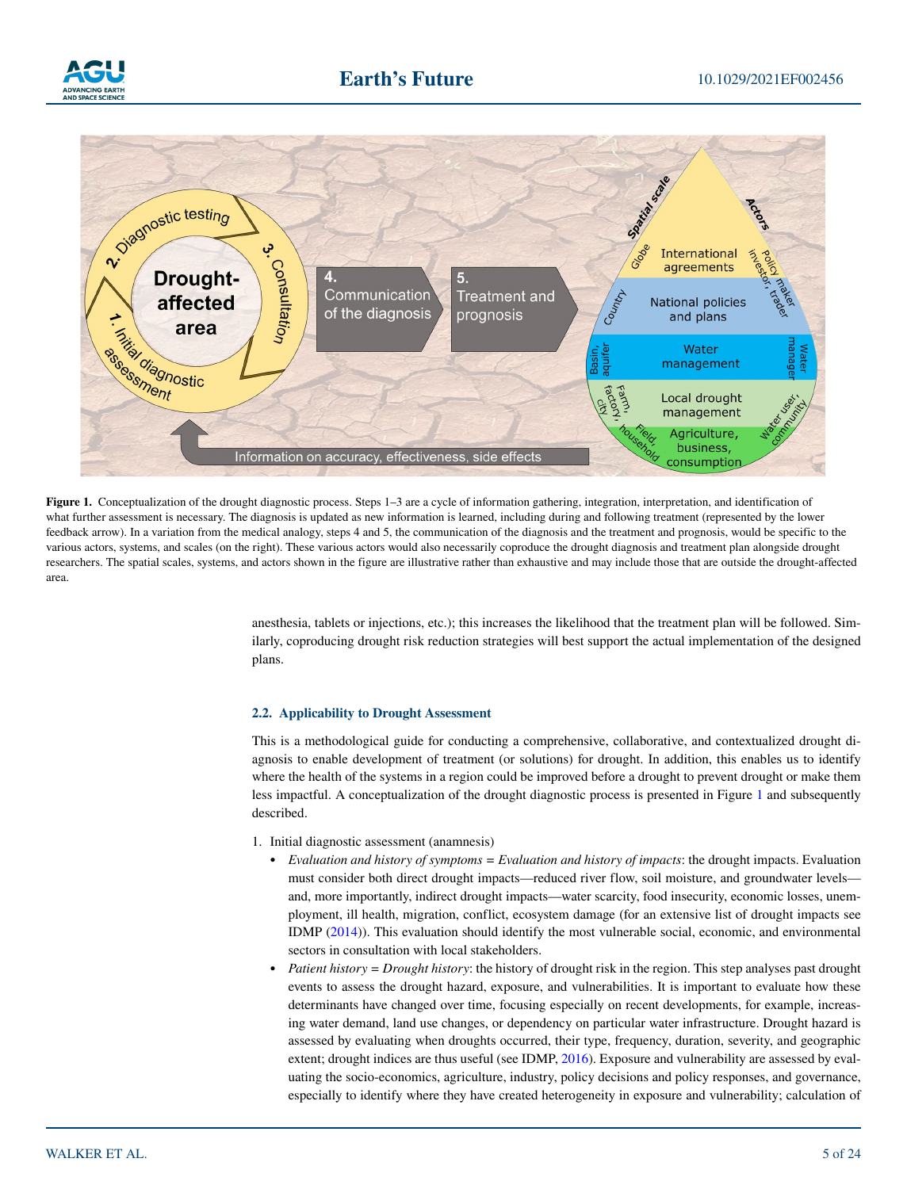**Figure 1.** Conceptualization of the drought diagnostic process. Steps 1–3 are a cycle of information gathering, integration, interpretation, and identification of what further assessment is necessary. The diagnosis is updated as new information is learned, including during and following treatment (represented by the lower feedback arrow). In a variation from the medical analogy, steps 4 and 5, the communication of the diagnosis and the treatment and prognosis, would be specific to the various actors, systems, and scales (on the right). These various actors would also necessarily coproduce the drought diagnosis and treatment plan alongside drought researchers. The spatial scales, systems, and actors shown in the figure are illustrative rather than exhaustive and may include those that are outside the drought-affected area.

anesthesia, tablets or injections, etc.); this increases the likelihood that the treatment plan will be followed. Similarly, coproducing drought risk reduction strategies will best support the actual implementation of the designed plans.

### 2.2. Applicability to Drought Assessment

This is a methodological guide for conducting a comprehensive, collaborative, and contextualized drought diagnosis to enable development of treatment (or solutions) for drought. In addition, this enables us to identify where the health of the systems in a region could be improved before a drought to prevent drought or make them less impactful. A conceptualization of the drought diagnostic process is presented in Figure 1 and subsequently described.

1. Initial diagnostic assessment (anamnesis)
   - *Evaluation and history of symptoms = Evaluation and history of impacts*: the drought impacts. Evaluation must consider both direct drought impacts—reduced river flow, soil moisture, and groundwater levels—and, more importantly, indirect drought impacts—water scarcity, food insecurity, economic losses, unemployment, ill health, migration, conflict, ecosystem damage (for an extensive list of drought impacts see IDMP (2014)). This evaluation should identify the most vulnerable social, economic, and environmental sectors in consultation with local stakeholders.
   - *Patient history = Drought history*: the history of drought risk in the region. This step analyses past drought events to assess the drought hazard, exposure, and vulnerabilities. It is important to evaluate how these determinants have changed over time, focusing especially on recent developments, for example, increasing water demand, land use changes, or dependency on particular water infrastructure. Drought hazard is assessed by evaluating when droughts occurred, their type, frequency, duration, severity, and geographic extent; drought indices are thus useful (see IDMP, 2016). Exposure and vulnerability are assessed by evaluating the socio-economics, agriculture, industry, policy decisions and policy responses, and governance, especially to identify where they have created heterogeneity in exposure and vulnerability; calculation of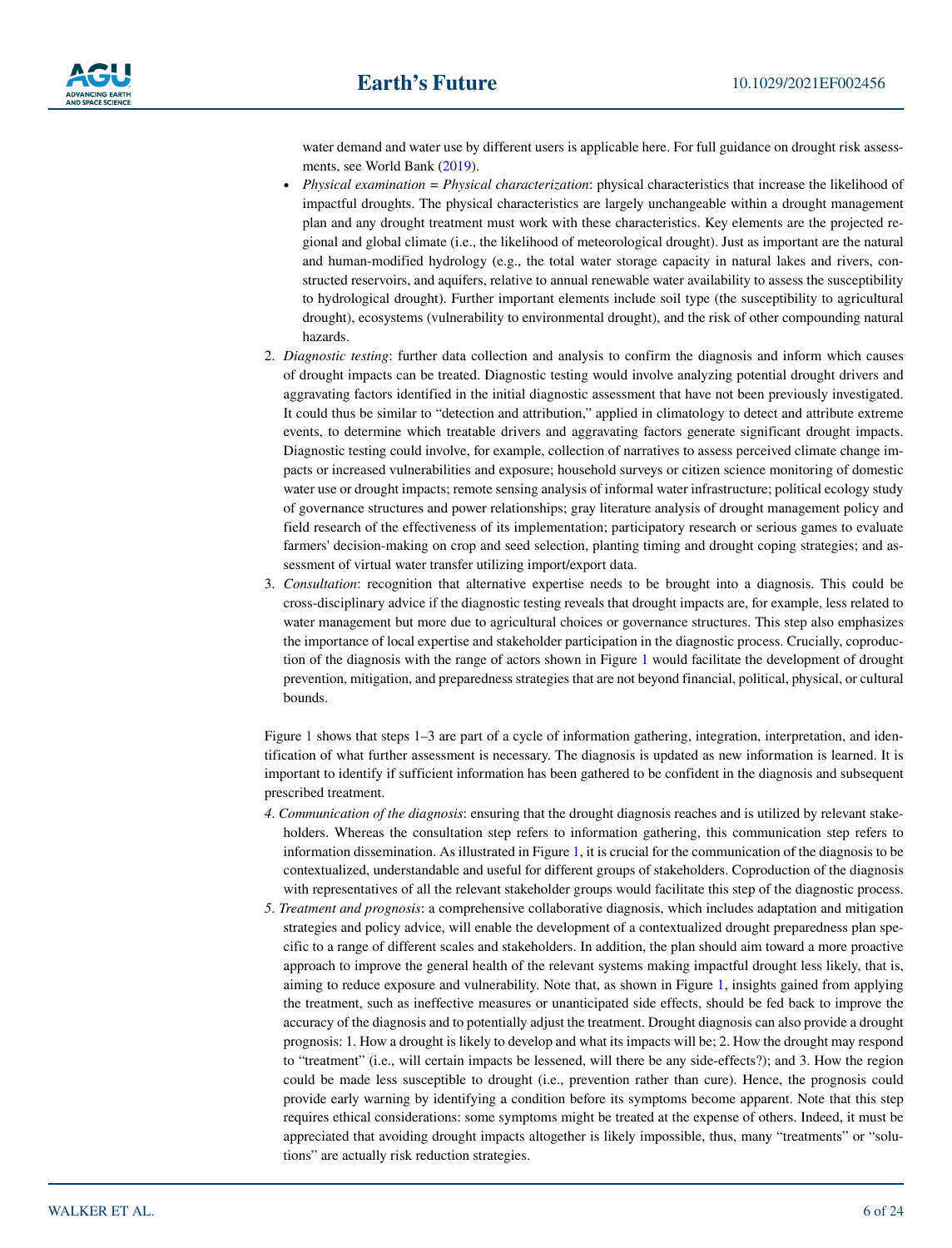water demand and water use by different users is applicable here. For full guidance on drought risk assessments, see World Bank (2019).

- *Physical examination = Physical characterization*: physical characteristics that increase the likelihood of impactful droughts. The physical characteristics are largely unchangeable within a drought management plan and any drought treatment must work with these characteristics. Key elements are the projected regional and global climate (i.e., the likelihood of meteorological drought). Just as important are the natural and human-modified hydrology (e.g., the total water storage capacity in natural lakes and rivers, constructed reservoirs, and aquifers, relative to annual renewable water availability to assess the susceptibility to hydrological drought). Further important elements include soil type (the susceptibility to agricultural drought), ecosystems (vulnerability to environmental drought), and the risk of other compounding natural hazards.

2. *Diagnostic testing*: further data collection and analysis to confirm the diagnosis and inform which causes of drought impacts can be treated. Diagnostic testing would involve analyzing potential drought drivers and aggravating factors identified in the initial diagnostic assessment that have not been previously investigated. It could thus be similar to "detection and attribution," applied in climatology to detect and attribute extreme events, to determine which treatable drivers and aggravating factors generate significant drought impacts. Diagnostic testing could involve, for example, collection of narratives to assess perceived climate change impacts or increased vulnerabilities and exposure; household surveys or citizen science monitoring of domestic water use or drought impacts; remote sensing analysis of informal water infrastructure; political ecology study of governance structures and power relationships; gray literature analysis of drought management policy and field research of the effectiveness of its implementation; participatory research or serious games to evaluate farmers' decision-making on crop and seed selection, planting timing and drought coping strategies; and assessment of virtual water transfer utilizing import/export data.
3. *Consultation*: recognition that alternative expertise needs to be brought into a diagnosis. This could be cross-disciplinary advice if the diagnostic testing reveals that drought impacts are, for example, less related to water management but more due to agricultural choices or governance structures. This step also emphasizes the importance of local expertise and stakeholder participation in the diagnostic process. Crucially, coproduction of the diagnosis with the range of actors shown in Figure 1 would facilitate the development of drought prevention, mitigation, and preparedness strategies that are not beyond financial, political, physical, or cultural bounds.

Figure 1 shows that steps 1–3 are part of a cycle of information gathering, integration, interpretation, and identification of what further assessment is necessary. The diagnosis is updated as new information is learned. It is important to identify if sufficient information has been gathered to be confident in the diagnosis and subsequent prescribed treatment.

*4. Communication of the diagnosis*: ensuring that the drought diagnosis reaches and is utilized by relevant stakeholders. Whereas the consultation step refers to information gathering, this communication step refers to information dissemination. As illustrated in Figure 1, it is crucial for the communication of the diagnosis to be contextualized, understandable and useful for different groups of stakeholders. Coproduction of the diagnosis with representatives of all the relevant stakeholder groups would facilitate this step of the diagnostic process.

*5. Treatment and prognosis*: a comprehensive collaborative diagnosis, which includes adaptation and mitigation strategies and policy advice, will enable the development of a contextualized drought preparedness plan specific to a range of different scales and stakeholders. In addition, the plan should aim toward a more proactive approach to improve the general health of the relevant systems making impactful drought less likely, that is, aiming to reduce exposure and vulnerability. Note that, as shown in Figure 1, insights gained from applying the treatment, such as ineffective measures or unanticipated side effects, should be fed back to improve the accuracy of the diagnosis and to potentially adjust the treatment. Drought diagnosis can also provide a drought prognosis: 1. How a drought is likely to develop and what its impacts will be; 2. How the drought may respond to "treatment" (i.e., will certain impacts be lessened, will there be any side-effects?); and 3. How the region could be made less susceptible to drought (i.e., prevention rather than cure). Hence, the prognosis could provide early warning by identifying a condition before its symptoms become apparent. Note that this step requires ethical considerations: some symptoms might be treated at the expense of others. Indeed, it must be appreciated that avoiding drought impacts altogether is likely impossible, thus, many "treatments" or "solutions" are actually risk reduction strategies.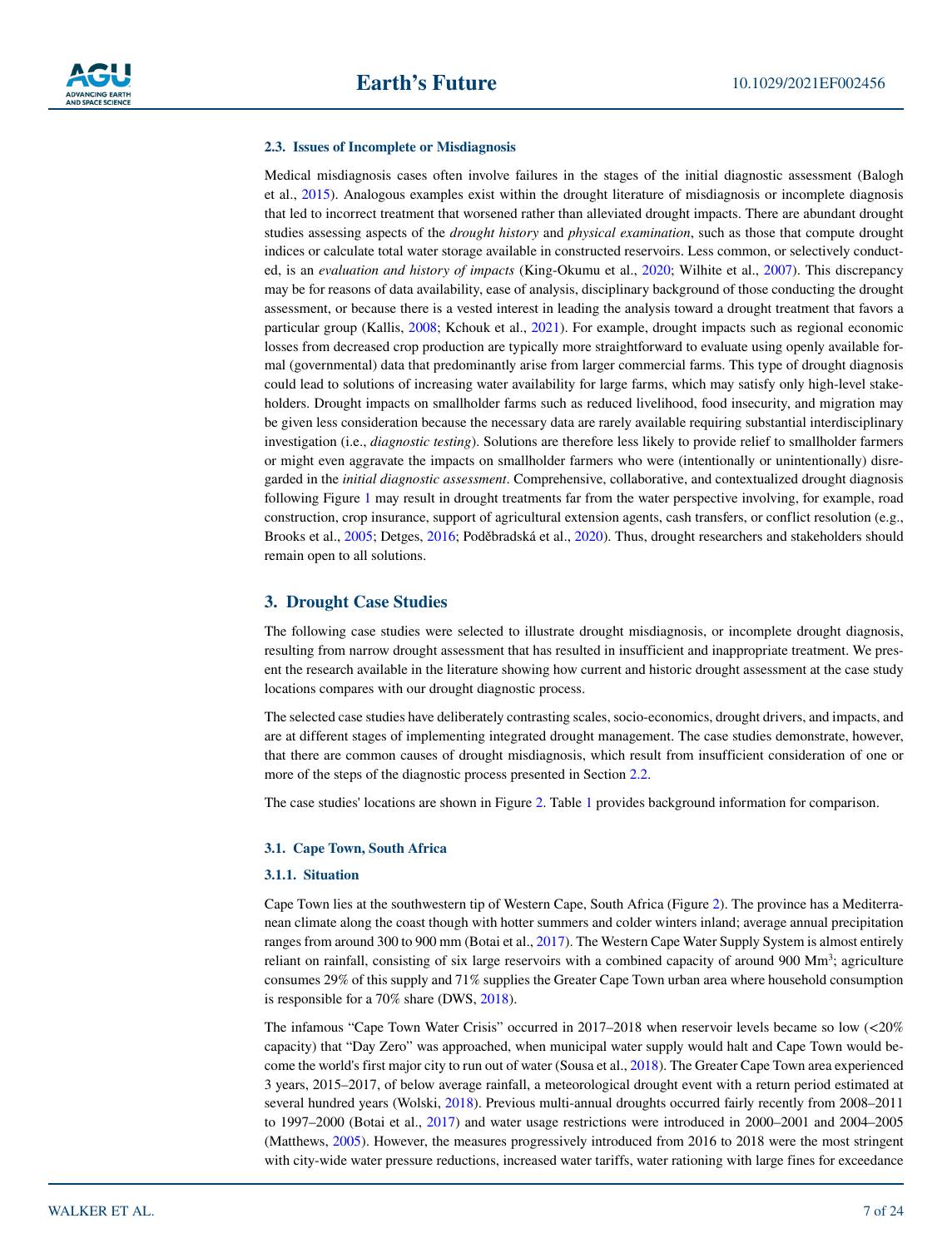### 2.3. Issues of Incomplete or Misdiagnosis

Medical misdiagnosis cases often involve failures in the stages of the initial diagnostic assessment (Balogh et al., 2015). Analogous examples exist within the drought literature of misdiagnosis or incomplete diagnosis that led to incorrect treatment that worsened rather than alleviated drought impacts. There are abundant drought studies assessing aspects of the *drought history* and *physical examination*, such as those that compute drought indices or calculate total water storage available in constructed reservoirs. Less common, or selectively conducted, is an *evaluation and history of impacts* (King-Okumu et al., 2020; Wilhite et al., 2007). This discrepancy may be for reasons of data availability, ease of analysis, disciplinary background of those conducting the drought assessment, or because there is a vested interest in leading the analysis toward a drought treatment that favors a particular group (Kallis, 2008; Kchouk et al., 2021). For example, drought impacts such as regional economic losses from decreased crop production are typically more straightforward to evaluate using openly available formal (governmental) data that predominantly arise from larger commercial farms. This type of drought diagnosis could lead to solutions of increasing water availability for large farms, which may satisfy only high-level stakeholders. Drought impacts on smallholder farms such as reduced livelihood, food insecurity, and migration may be given less consideration because the necessary data are rarely available requiring substantial interdisciplinary investigation (i.e., *diagnostic testing*). Solutions are therefore less likely to provide relief to smallholder farmers or might even aggravate the impacts on smallholder farmers who were (intentionally or unintentionally) disregarded in the *initial diagnostic assessment*. Comprehensive, collaborative, and contextualized drought diagnosis following Figure 1 may result in drought treatments far from the water perspective involving, for example, road construction, crop insurance, support of agricultural extension agents, cash transfers, or conflict resolution (e.g., Brooks et al., 2005; Detges, 2016; Poděbradská et al., 2020). Thus, drought researchers and stakeholders should remain open to all solutions.

## 3. Drought Case Studies

The following case studies were selected to illustrate drought misdiagnosis, or incomplete drought diagnosis, resulting from narrow drought assessment that has resulted in insufficient and inappropriate treatment. We present the research available in the literature showing how current and historic drought assessment at the case study locations compares with our drought diagnostic process.

The selected case studies have deliberately contrasting scales, socio-economics, drought drivers, and impacts, and are at different stages of implementing integrated drought management. The case studies demonstrate, however, that there are common causes of drought misdiagnosis, which result from insufficient consideration of one or more of the steps of the diagnostic process presented in Section 2.2.

The case studies' locations are shown in Figure 2. Table 1 provides background information for comparison.

### 3.1. Cape Town, South Africa

#### 3.1.1. Situation

Cape Town lies at the southwestern tip of Western Cape, South Africa (Figure 2). The province has a Mediterranean climate along the coast though with hotter summers and colder winters inland; average annual precipitation ranges from around 300 to 900 mm (Botai et al., 2017). The Western Cape Water Supply System is almost entirely reliant on rainfall, consisting of six large reservoirs with a combined capacity of around 900 $Mm^3$; agriculture consumes 29% of this supply and 71% supplies the Greater Cape Town urban area where household consumption is responsible for a 70% share (DWS, 2018).

The infamous "Cape Town Water Crisis" occurred in 2017–2018 when reservoir levels became so low (<20% capacity) that "Day Zero" was approached, when municipal water supply would halt and Cape Town would become the world's first major city to run out of water (Sousa et al., 2018). The Greater Cape Town area experienced 3 years, 2015–2017, of below average rainfall, a meteorological drought event with a return period estimated at several hundred years (Wolski, 2018). Previous multi-annual droughts occurred fairly recently from 2008–2011 to 1997–2000 (Botai et al., 2017) and water usage restrictions were introduced in 2000–2001 and 2004–2005 (Matthews, 2005). However, the measures progressively introduced from 2016 to 2018 were the most stringent with city-wide water pressure reductions, increased water tariffs, water rationing with large fines for exceedance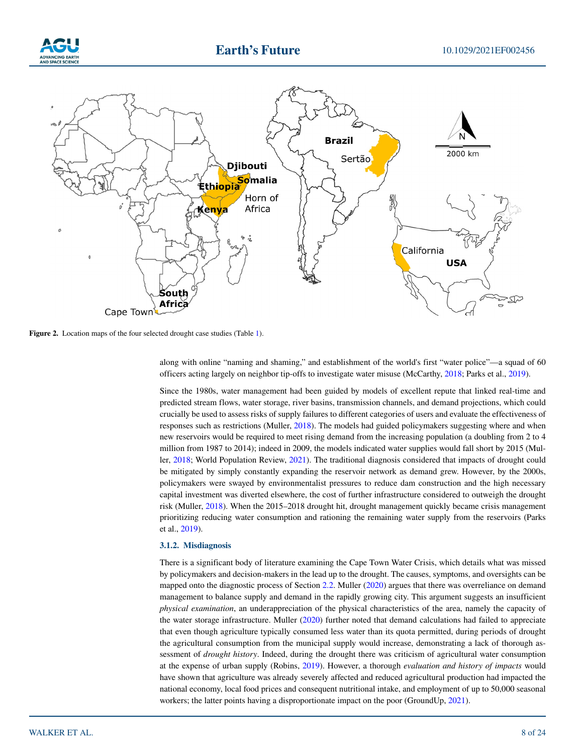Figure 2. Location maps of the four selected drought case studies (Table 1).

along with online "naming and shaming," and establishment of the world's first "water police"—a squad of 60 officers acting largely on neighbor tip-offs to investigate water misuse (McCarthy, 2018; Parks et al., 2019).

Since the 1980s, water management had been guided by models of excellent repute that linked real-time and predicted stream flows, water storage, river basins, transmission channels, and demand projections, which could crucially be used to assess risks of supply failures to different categories of users and evaluate the effectiveness of responses such as restrictions (Muller, 2018). The models had guided policymakers suggesting where and when new reservoirs would be required to meet rising demand from the increasing population (a doubling from 2 to 4 million from 1987 to 2014); indeed in 2009, the models indicated water supplies would fall short by 2015 (Muller, 2018; World Population Review, 2021). The traditional diagnosis considered that impacts of drought could be mitigated by simply constantly expanding the reservoir network as demand grew. However, by the 2000s, policymakers were swayed by environmentalist pressures to reduce dam construction and the high necessary capital investment was diverted elsewhere, the cost of further infrastructure considered to outweigh the drought risk (Muller, 2018). When the 2015–2018 drought hit, drought management quickly became crisis management prioritizing reducing water consumption and rationing the remaining water supply from the reservoirs (Parks et al., 2019).

### 3.1.2. Misdiagnosis

There is a significant body of literature examining the Cape Town Water Crisis, which details what was missed by policymakers and decision-makers in the lead up to the drought. The causes, symptoms, and oversights can be mapped onto the diagnostic process of Section 2.2. Muller (2020) argues that there was overreliance on demand management to balance supply and demand in the rapidly growing city. This argument suggests an insufficient *physical examination*, an underappreciation of the physical characteristics of the area, namely the capacity of the water storage infrastructure. Muller (2020) further noted that demand calculations had failed to appreciate that even though agriculture typically consumed less water than its quota permitted, during periods of drought the agricultural consumption from the municipal supply would increase, demonstrating a lack of thorough assessment of *drought history*. Indeed, during the drought there was criticism of agricultural water consumption at the expense of urban supply (Robins, 2019). However, a thorough *evaluation and history of impacts* would have shown that agriculture was already severely affected and reduced agricultural production had impacted the national economy, local food prices and consequent nutritional intake, and employment of up to 50,000 seasonal workers; the latter points having a disproportionate impact on the poor (GroundUp, 2021).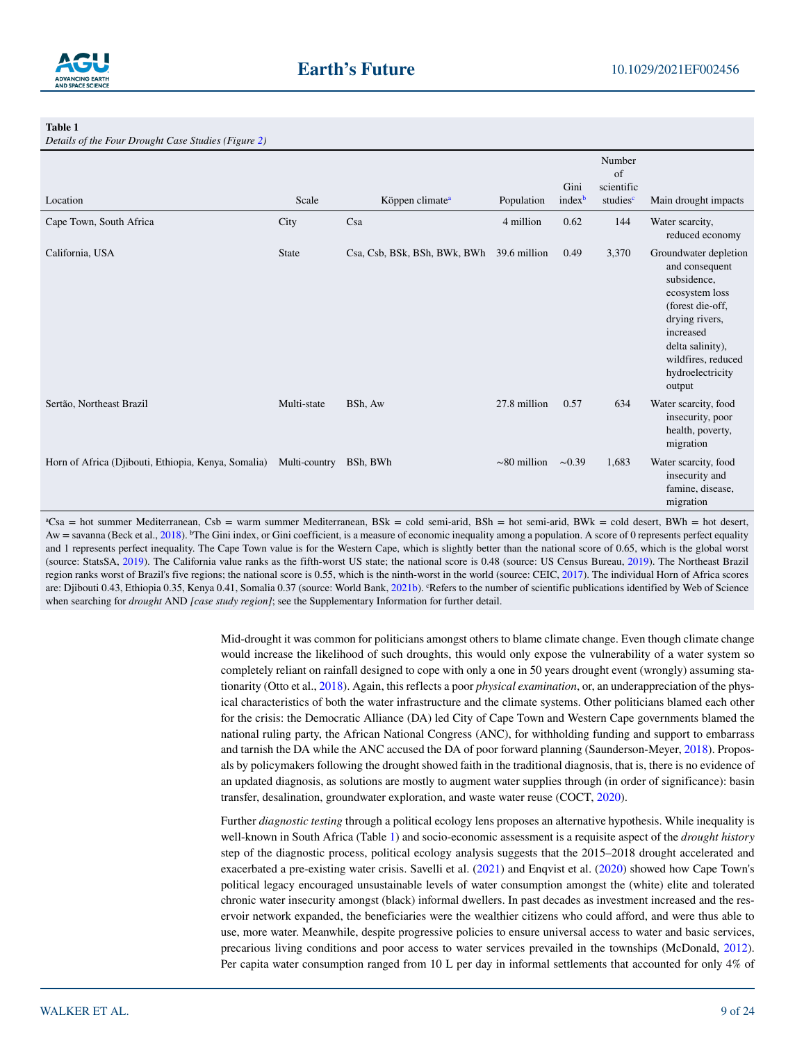**Table 1**

*Details of the Four Drought Case Studies (Figure 2)*

| Location | Scale | Köppen climate[a] | Population | Gini index[b] | Number of scientific studies[c] | Main drought impacts |
|---|---|---|---|---|---|---|
| Cape Town, South Africa | City | Csa | 4 million | 0.62 | 144 | Water scarcity, reduced economy |
| California, USA | State | Csa, Csb, BSk, BSh, BWk, BWh | 39.6 million | 0.49 | 3,370 | Groundwater depletion and consequent subsidence, ecosystem loss (forest die-off, drying rivers, increased delta salinity), wildfires, reduced hydroelectricity output |
| Sertão, Northeast Brazil | Multi-state | BSh, Aw | 27.8 million | 0.57 | 634 | Water scarcity, food insecurity, poor health, poverty, migration |
| Horn of Africa (Djibouti, Ethiopia, Kenya, Somalia) | Multi-country | BSh, BWh | ~80 million | ~0.39 | 1,683 | Water scarcity, food insecurity and famine, disease, migration |

[a]Csa = hot summer Mediterranean, Csb = warm summer Mediterranean, BSk = cold semi-arid, BSh = hot semi-arid, BWk = cold desert, BWh = hot desert, Aw = savanna (Beck et al., 2018). [b]The Gini index, or Gini coefficient, is a measure of economic inequality among a population. A score of 0 represents perfect equality and 1 represents perfect inequality. The Cape Town value is for the Western Cape, which is slightly better than the national score of 0.65, which is the global worst (source: StatsSA, 2019). The California value ranks as the fifth-worst US state; the national score is 0.48 (source: US Census Bureau, 2019). The Northeast Brazil region ranks worst of Brazil's five regions; the national score is 0.55, which is the ninth-worst in the world (source: CEIC, 2017). The individual Horn of Africa scores are: Djibouti 0.43, Ethiopia 0.35, Kenya 0.41, Somalia 0.37 (source: World Bank, 2021b). [c]Refers to the number of scientific publications identified by Web of Science when searching for *drought* AND *[case study region]*; see the Supplementary Information for further detail.

Mid-drought it was common for politicians amongst others to blame climate change. Even though climate change would increase the likelihood of such droughts, this would only expose the vulnerability of a water system so completely reliant on rainfall designed to cope with only a one in 50 years drought event (wrongly) assuming stationarity (Otto et al., 2018). Again, this reflects a poor *physical examination*, or, an underappreciation of the physical characteristics of both the water infrastructure and the climate systems. Other politicians blamed each other for the crisis: the Democratic Alliance (DA) led City of Cape Town and Western Cape governments blamed the national ruling party, the African National Congress (ANC), for withholding funding and support to embarrass and tarnish the DA while the ANC accused the DA of poor forward planning (Saunderson-Meyer, 2018). Proposals by policymakers following the drought showed faith in the traditional diagnosis, that is, there is no evidence of an updated diagnosis, as solutions are mostly to augment water supplies through (in order of significance): basin transfer, desalination, groundwater exploration, and waste water reuse (COCT, 2020).

Further *diagnostic testing* through a political ecology lens proposes an alternative hypothesis. While inequality is well-known in South Africa (Table 1) and socio-economic assessment is a requisite aspect of the *drought history* step of the diagnostic process, political ecology analysis suggests that the 2015–2018 drought accelerated and exacerbated a pre-existing water crisis. Savelli et al. (2021) and Enqvist et al. (2020) showed how Cape Town's political legacy encouraged unsustainable levels of water consumption amongst the (white) elite and tolerated chronic water insecurity amongst (black) informal dwellers. In past decades as investment increased and the reservoir network expanded, the beneficiaries were the wealthier citizens who could afford, and were thus able to use, more water. Meanwhile, despite progressive policies to ensure universal access to water and basic services, precarious living conditions and poor access to water services prevailed in the townships (McDonald, 2012). Per capita water consumption ranged from 10 L per day in informal settlements that accounted for only 4% of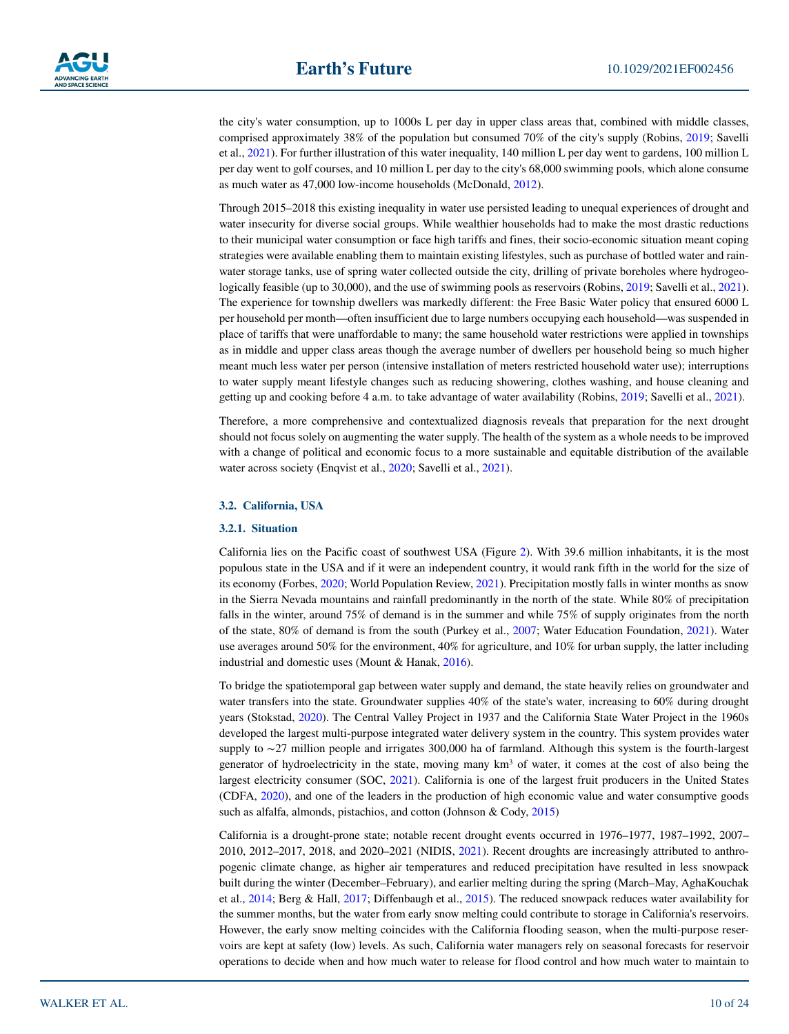the city's water consumption, up to 1000s L per day in upper class areas that, combined with middle classes, comprised approximately 38% of the population but consumed 70% of the city's supply (Robins, 2019; Savelli et al., 2021). For further illustration of this water inequality, 140 million L per day went to gardens, 100 million L per day went to golf courses, and 10 million L per day to the city's 68,000 swimming pools, which alone consume as much water as 47,000 low-income households (McDonald, 2012).

Through 2015–2018 this existing inequality in water use persisted leading to unequal experiences of drought and water insecurity for diverse social groups. While wealthier households had to make the most drastic reductions to their municipal water consumption or face high tariffs and fines, their socio-economic situation meant coping strategies were available enabling them to maintain existing lifestyles, such as purchase of bottled water and rainwater storage tanks, use of spring water collected outside the city, drilling of private boreholes where hydrogeologically feasible (up to 30,000), and the use of swimming pools as reservoirs (Robins, 2019; Savelli et al., 2021). The experience for township dwellers was markedly different: the Free Basic Water policy that ensured 6000 L per household per month—often insufficient due to large numbers occupying each household—was suspended in place of tariffs that were unaffordable to many; the same household water restrictions were applied in townships as in middle and upper class areas though the average number of dwellers per household being so much higher meant much less water per person (intensive installation of meters restricted household water use); interruptions to water supply meant lifestyle changes such as reducing showering, clothes washing, and house cleaning and getting up and cooking before 4 a.m. to take advantage of water availability (Robins, 2019; Savelli et al., 2021).

Therefore, a more comprehensive and contextualized diagnosis reveals that preparation for the next drought should not focus solely on augmenting the water supply. The health of the system as a whole needs to be improved with a change of political and economic focus to a more sustainable and equitable distribution of the available water across society (Enqvist et al., 2020; Savelli et al., 2021).

### 3.2. California, USA

#### 3.2.1. Situation

California lies on the Pacific coast of southwest USA (Figure 2). With 39.6 million inhabitants, it is the most populous state in the USA and if it were an independent country, it would rank fifth in the world for the size of its economy (Forbes, 2020; World Population Review, 2021). Precipitation mostly falls in winter months as snow in the Sierra Nevada mountains and rainfall predominantly in the north of the state. While 80% of precipitation falls in the winter, around 75% of demand is in the summer and while 75% of supply originates from the north of the state, 80% of demand is from the south (Purkey et al., 2007; Water Education Foundation, 2021). Water use averages around 50% for the environment, 40% for agriculture, and 10% for urban supply, the latter including industrial and domestic uses (Mount & Hanak, 2016).

To bridge the spatiotemporal gap between water supply and demand, the state heavily relies on groundwater and water transfers into the state. Groundwater supplies 40% of the state's water, increasing to 60% during drought years (Stokstad, 2020). The Central Valley Project in 1937 and the California State Water Project in the 1960s developed the largest multi-purpose integrated water delivery system in the country. This system provides water supply to ∼27 million people and irrigates 300,000 ha of farmland. Although this system is the fourth-largest generator of hydroelectricity in the state, moving many $km^3$ of water, it comes at the cost of also being the largest electricity consumer (SOC, 2021). California is one of the largest fruit producers in the United States (CDFA, 2020), and one of the leaders in the production of high economic value and water consumptive goods such as alfalfa, almonds, pistachios, and cotton (Johnson & Cody, 2015)

California is a drought-prone state; notable recent drought events occurred in 1976–1977, 1987–1992, 2007–2010, 2012–2017, 2018, and 2020–2021 (NIDIS, 2021). Recent droughts are increasingly attributed to anthropogenic climate change, as higher air temperatures and reduced precipitation have resulted in less snowpack built during the winter (December–February), and earlier melting during the spring (March–May, AghaKouchak et al., 2014; Berg & Hall, 2017; Diffenbaugh et al., 2015). The reduced snowpack reduces water availability for the summer months, but the water from early snow melting could contribute to storage in California's reservoirs. However, the early snow melting coincides with the California flooding season, when the multi-purpose reservoirs are kept at safety (low) levels. As such, California water managers rely on seasonal forecasts for reservoir operations to decide when and how much water to release for flood control and how much water to maintain to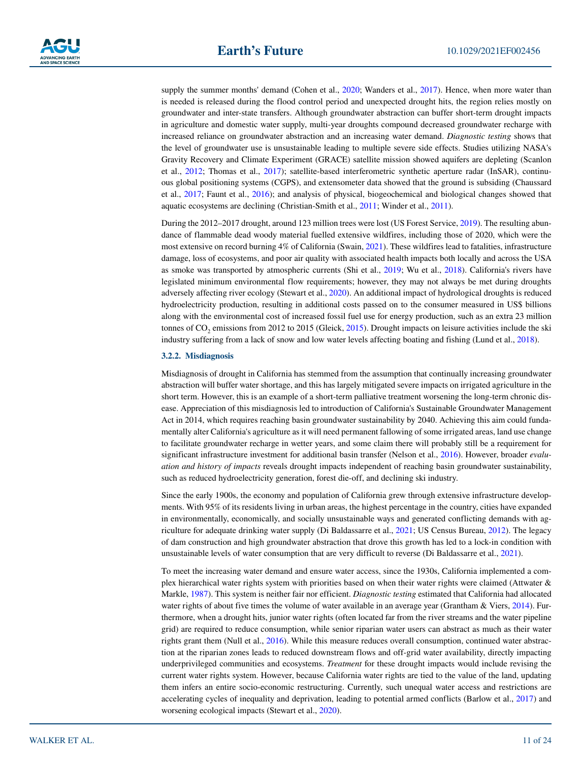supply the summer months' demand (Cohen et al., 2020; Wanders et al., 2017). Hence, when more water than is needed is released during the flood control period and unexpected drought hits, the region relies mostly on groundwater and inter-state transfers. Although groundwater abstraction can buffer short-term drought impacts in agriculture and domestic water supply, multi-year droughts compound decreased groundwater recharge with increased reliance on groundwater abstraction and an increasing water demand. *Diagnostic testing* shows that the level of groundwater use is unsustainable leading to multiple severe side effects. Studies utilizing NASA's Gravity Recovery and Climate Experiment (GRACE) satellite mission showed aquifers are depleting (Scanlon et al., 2012; Thomas et al., 2017); satellite-based interferometric synthetic aperture radar (InSAR), continuous global positioning systems (CGPS), and extensometer data showed that the ground is subsiding (Chaussard et al., 2017; Faunt et al., 2016); and analysis of physical, biogeochemical and biological changes showed that aquatic ecosystems are declining (Christian-Smith et al., 2011; Winder et al., 2011).

During the 2012–2017 drought, around 123 million trees were lost (US Forest Service, 2019). The resulting abundance of flammable dead woody material fuelled extensive wildfires, including those of 2020, which were the most extensive on record burning 4% of California (Swain, 2021). These wildfires lead to fatalities, infrastructure damage, loss of ecosystems, and poor air quality with associated health impacts both locally and across the USA as smoke was transported by atmospheric currents (Shi et al., 2019; Wu et al., 2018). California's rivers have legislated minimum environmental flow requirements; however, they may not always be met during droughts adversely affecting river ecology (Stewart et al., 2020). An additional impact of hydrological droughts is reduced hydroelectricity production, resulting in additional costs passed on to the consumer measured in US$ billions along with the environmental cost of increased fossil fuel use for energy production, such as an extra 23 million tonnes of $CO_2$ emissions from 2012 to 2015 (Gleick, 2015). Drought impacts on leisure activities include the ski industry suffering from a lack of snow and low water levels affecting boating and fishing (Lund et al., 2018).

#### 3.2.2. Misdiagnosis

Misdiagnosis of drought in California has stemmed from the assumption that continually increasing groundwater abstraction will buffer water shortage, and this has largely mitigated severe impacts on irrigated agriculture in the short term. However, this is an example of a short-term palliative treatment worsening the long-term chronic disease. Appreciation of this misdiagnosis led to introduction of California's Sustainable Groundwater Management Act in 2014, which requires reaching basin groundwater sustainability by 2040. Achieving this aim could fundamentally alter California's agriculture as it will need permanent fallowing of some irrigated areas, land use change to facilitate groundwater recharge in wetter years, and some claim there will probably still be a requirement for significant infrastructure investment for additional basin transfer (Nelson et al., 2016). However, broader *evaluation and history of impacts* reveals drought impacts independent of reaching basin groundwater sustainability, such as reduced hydroelectricity generation, forest die-off, and declining ski industry.

Since the early 1900s, the economy and population of California grew through extensive infrastructure developments. With 95% of its residents living in urban areas, the highest percentage in the country, cities have expanded in environmentally, economically, and socially unsustainable ways and generated conflicting demands with agriculture for adequate drinking water supply (Di Baldassarre et al., 2021; US Census Bureau, 2012). The legacy of dam construction and high groundwater abstraction that drove this growth has led to a lock-in condition with unsustainable levels of water consumption that are very difficult to reverse (Di Baldassarre et al., 2021).

To meet the increasing water demand and ensure water access, since the 1930s, California implemented a complex hierarchical water rights system with priorities based on when their water rights were claimed (Attwater & Markle, 1987). This system is neither fair nor efficient. *Diagnostic testing* estimated that California had allocated water rights of about five times the volume of water available in an average year (Grantham & Viers, 2014). Furthermore, when a drought hits, junior water rights (often located far from the river streams and the water pipeline grid) are required to reduce consumption, while senior riparian water users can abstract as much as their water rights grant them (Null et al., 2016). While this measure reduces overall consumption, continued water abstraction at the riparian zones leads to reduced downstream flows and off-grid water availability, directly impacting underprivileged communities and ecosystems. *Treatment* for these drought impacts would include revising the current water rights system. However, because California water rights are tied to the value of the land, updating them infers an entire socio-economic restructuring. Currently, such unequal water access and restrictions are accelerating cycles of inequality and deprivation, leading to potential armed conflicts (Barlow et al., 2017) and worsening ecological impacts (Stewart et al., 2020).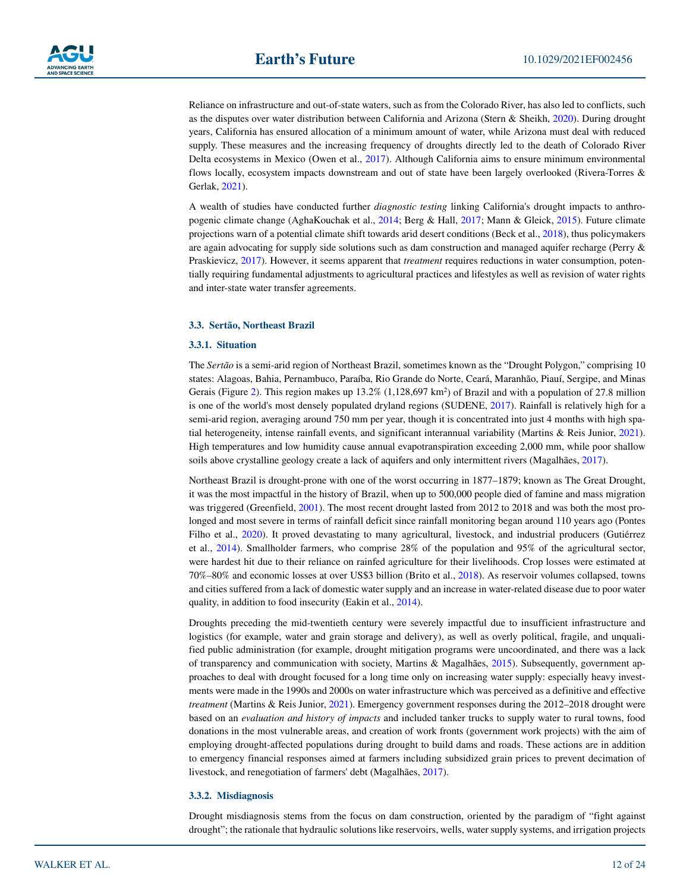Reliance on infrastructure and out-of-state waters, such as from the Colorado River, has also led to conflicts, such as the disputes over water distribution between California and Arizona (Stern & Sheikh, 2020). During drought years, California has ensured allocation of a minimum amount of water, while Arizona must deal with reduced supply. These measures and the increasing frequency of droughts directly led to the death of Colorado River Delta ecosystems in Mexico (Owen et al., 2017). Although California aims to ensure minimum environmental flows locally, ecosystem impacts downstream and out of state have been largely overlooked (Rivera-Torres & Gerlak, 2021).

A wealth of studies have conducted further *diagnostic testing* linking California's drought impacts to anthropogenic climate change (AghaKouchak et al., 2014; Berg & Hall, 2017; Mann & Gleick, 2015). Future climate projections warn of a potential climate shift towards arid desert conditions (Beck et al., 2018), thus policymakers are again advocating for supply side solutions such as dam construction and managed aquifer recharge (Perry & Praskievicz, 2017). However, it seems apparent that *treatment* requires reductions in water consumption, potentially requiring fundamental adjustments to agricultural practices and lifestyles as well as revision of water rights and inter-state water transfer agreements.

### 3.3. Sertão, Northeast Brazil

#### 3.3.1. Situation

The *Sertão* is a semi-arid region of Northeast Brazil, sometimes known as the "Drought Polygon," comprising 10 states: Alagoas, Bahia, Pernambuco, Paraíba, Rio Grande do Norte, Ceará, Maranhão, Piauí, Sergipe, and Minas Gerais (Figure 2). This region makes up 13.2% (1,128,697 km$^2$) of Brazil and with a population of 27.8 million is one of the world's most densely populated dryland regions (SUDENE, 2017). Rainfall is relatively high for a semi-arid region, averaging around 750 mm per year, though it is concentrated into just 4 months with high spatial heterogeneity, intense rainfall events, and significant interannual variability (Martins & Reis Junior, 2021). High temperatures and low humidity cause annual evapotranspiration exceeding 2,000 mm, while poor shallow soils above crystalline geology create a lack of aquifers and only intermittent rivers (Magalhães, 2017).

Northeast Brazil is drought-prone with one of the worst occurring in 1877–1879; known as The Great Drought, it was the most impactful in the history of Brazil, when up to 500,000 people died of famine and mass migration was triggered (Greenfield, 2001). The most recent drought lasted from 2012 to 2018 and was both the most prolonged and most severe in terms of rainfall deficit since rainfall monitoring began around 110 years ago (Pontes Filho et al., 2020). It proved devastating to many agricultural, livestock, and industrial producers (Gutiérrez et al., 2014). Smallholder farmers, who comprise 28% of the population and 95% of the agricultural sector, were hardest hit due to their reliance on rainfed agriculture for their livelihoods. Crop losses were estimated at 70%–80% and economic losses at over US$3 billion (Brito et al., 2018). As reservoir volumes collapsed, towns and cities suffered from a lack of domestic water supply and an increase in water-related disease due to poor water quality, in addition to food insecurity (Eakin et al., 2014).

Droughts preceding the mid-twentieth century were severely impactful due to insufficient infrastructure and logistics (for example, water and grain storage and delivery), as well as overly political, fragile, and unqualified public administration (for example, drought mitigation programs were uncoordinated, and there was a lack of transparency and communication with society, Martins & Magalhães, 2015). Subsequently, government approaches to deal with drought focused for a long time only on increasing water supply: especially heavy investments were made in the 1990s and 2000s on water infrastructure which was perceived as a definitive and effective *treatment* (Martins & Reis Junior, 2021). Emergency government responses during the 2012–2018 drought were based on an *evaluation and history of impacts* and included tanker trucks to supply water to rural towns, food donations in the most vulnerable areas, and creation of work fronts (government work projects) with the aim of employing drought-affected populations during drought to build dams and roads. These actions are in addition to emergency financial responses aimed at farmers including subsidized grain prices to prevent decimation of livestock, and renegotiation of farmers' debt (Magalhães, 2017).

#### 3.3.2. Misdiagnosis

Drought misdiagnosis stems from the focus on dam construction, oriented by the paradigm of "fight against drought"; the rationale that hydraulic solutions like reservoirs, wells, water supply systems, and irrigation projects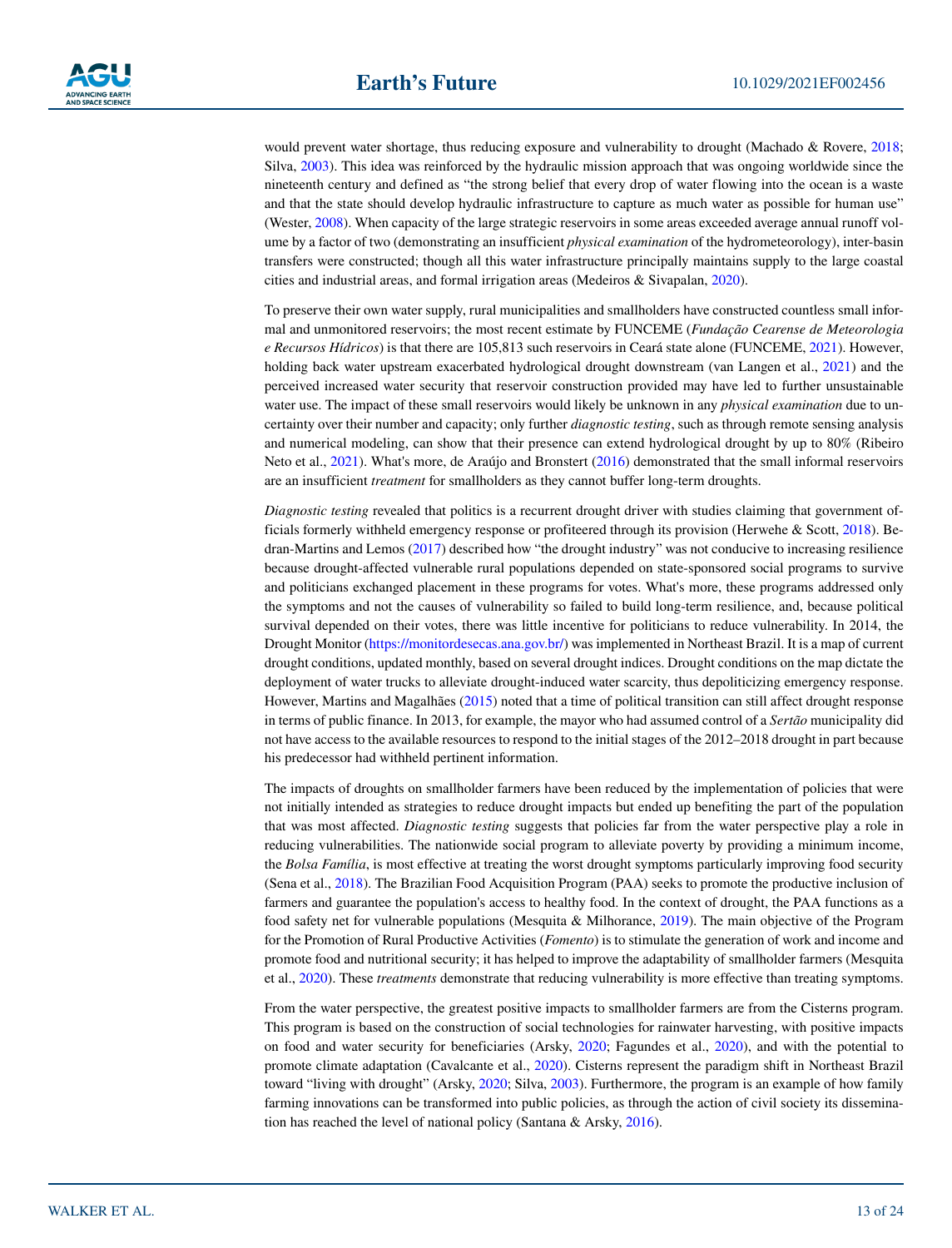would prevent water shortage, thus reducing exposure and vulnerability to drought (Machado & Rovere, 2018; Silva, 2003). This idea was reinforced by the hydraulic mission approach that was ongoing worldwide since the nineteenth century and defined as "the strong belief that every drop of water flowing into the ocean is a waste and that the state should develop hydraulic infrastructure to capture as much water as possible for human use" (Wester, 2008). When capacity of the large strategic reservoirs in some areas exceeded average annual runoff volume by a factor of two (demonstrating an insufficient *physical examination* of the hydrometeorology), inter-basin transfers were constructed; though all this water infrastructure principally maintains supply to the large coastal cities and industrial areas, and formal irrigation areas (Medeiros & Sivapalan, 2020).

To preserve their own water supply, rural municipalities and smallholders have constructed countless small informal and unmonitored reservoirs; the most recent estimate by FUNCEME (*Fundação Cearense de Meteorologia e Recursos Hídricos*) is that there are 105,813 such reservoirs in Ceará state alone (FUNCEME, 2021). However, holding back water upstream exacerbated hydrological drought downstream (van Langen et al., 2021) and the perceived increased water security that reservoir construction provided may have led to further unsustainable water use. The impact of these small reservoirs would likely be unknown in any *physical examination* due to uncertainty over their number and capacity; only further *diagnostic testing*, such as through remote sensing analysis and numerical modeling, can show that their presence can extend hydrological drought by up to 80% (Ribeiro Neto et al., 2021). What's more, de Araújo and Bronstert (2016) demonstrated that the small informal reservoirs are an insufficient *treatment* for smallholders as they cannot buffer long-term droughts.

*Diagnostic testing* revealed that politics is a recurrent drought driver with studies claiming that government officials formerly withheld emergency response or profiteered through its provision (Herwehe & Scott, 2018). Bedran-Martins and Lemos (2017) described how "the drought industry" was not conducive to increasing resilience because drought-affected vulnerable rural populations depended on state-sponsored social programs to survive and politicians exchanged placement in these programs for votes. What's more, these programs addressed only the symptoms and not the causes of vulnerability so failed to build long-term resilience, and, because political survival depended on their votes, there was little incentive for politicians to reduce vulnerability. In 2014, the Drought Monitor (https://monitordesecas.ana.gov.br/) was implemented in Northeast Brazil. It is a map of current drought conditions, updated monthly, based on several drought indices. Drought conditions on the map dictate the deployment of water trucks to alleviate drought-induced water scarcity, thus depoliticizing emergency response. However, Martins and Magalhães (2015) noted that a time of political transition can still affect drought response in terms of public finance. In 2013, for example, the mayor who had assumed control of a *Sertão* municipality did not have access to the available resources to respond to the initial stages of the 2012–2018 drought in part because his predecessor had withheld pertinent information.

The impacts of droughts on smallholder farmers have been reduced by the implementation of policies that were not initially intended as strategies to reduce drought impacts but ended up benefiting the part of the population that was most affected. *Diagnostic testing* suggests that policies far from the water perspective play a role in reducing vulnerabilities. The nationwide social program to alleviate poverty by providing a minimum income, the *Bolsa Família*, is most effective at treating the worst drought symptoms particularly improving food security (Sena et al., 2018). The Brazilian Food Acquisition Program (PAA) seeks to promote the productive inclusion of farmers and guarantee the population's access to healthy food. In the context of drought, the PAA functions as a food safety net for vulnerable populations (Mesquita & Milhorance, 2019). The main objective of the Program for the Promotion of Rural Productive Activities (*Fomento*) is to stimulate the generation of work and income and promote food and nutritional security; it has helped to improve the adaptability of smallholder farmers (Mesquita et al., 2020). These *treatments* demonstrate that reducing vulnerability is more effective than treating symptoms.

From the water perspective, the greatest positive impacts to smallholder farmers are from the Cisterns program. This program is based on the construction of social technologies for rainwater harvesting, with positive impacts on food and water security for beneficiaries (Arsky, 2020; Fagundes et al., 2020), and with the potential to promote climate adaptation (Cavalcante et al., 2020). Cisterns represent the paradigm shift in Northeast Brazil toward "living with drought" (Arsky, 2020; Silva, 2003). Furthermore, the program is an example of how family farming innovations can be transformed into public policies, as through the action of civil society its dissemination has reached the level of national policy (Santana & Arsky, 2016).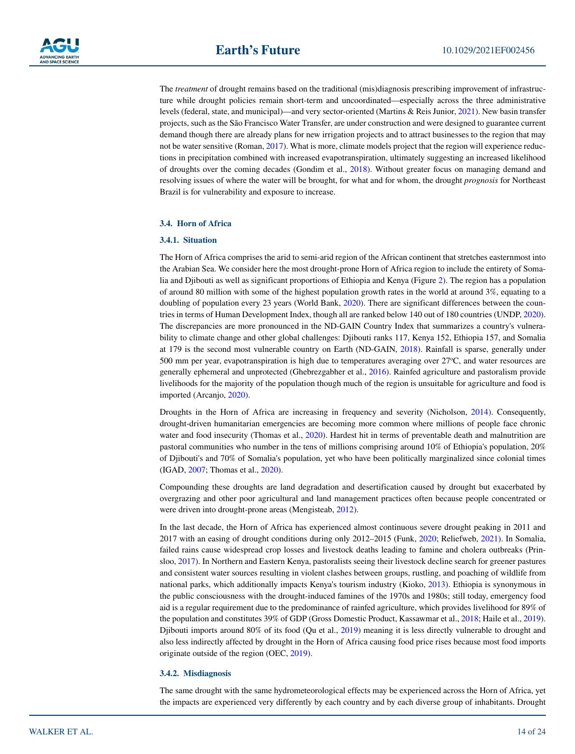The *treatment* of drought remains based on the traditional (mis)diagnosis prescribing improvement of infrastructure while drought policies remain short-term and uncoordinated—especially across the three administrative levels (federal, state, and municipal)—and very sector-oriented (Martins & Reis Junior, 2021). New basin transfer projects, such as the São Francisco Water Transfer, are under construction and were designed to guarantee current demand though there are already plans for new irrigation projects and to attract businesses to the region that may not be water sensitive (Roman, 2017). What is more, climate models project that the region will experience reductions in precipitation combined with increased evapotranspiration, ultimately suggesting an increased likelihood of droughts over the coming decades (Gondim et al., 2018). Without greater focus on managing demand and resolving issues of where the water will be brought, for what and for whom, the drought *prognosis* for Northeast Brazil is for vulnerability and exposure to increase.

### 3.4. Horn of Africa

#### 3.4.1. Situation

The Horn of Africa comprises the arid to semi-arid region of the African continent that stretches easternmost into the Arabian Sea. We consider here the most drought-prone Horn of Africa region to include the entirety of Somalia and Djibouti as well as significant proportions of Ethiopia and Kenya (Figure 2). The region has a population of around 80 million with some of the highest population growth rates in the world at around 3%, equating to a doubling of population every 23 years (World Bank, 2020). There are significant differences between the countries in terms of Human Development Index, though all are ranked below 140 out of 180 countries (UNDP, 2020). The discrepancies are more pronounced in the ND-GAIN Country Index that summarizes a country's vulnerability to climate change and other global challenges: Djibouti ranks 117, Kenya 152, Ethiopia 157, and Somalia at 179 is the second most vulnerable country on Earth (ND-GAIN, 2018). Rainfall is sparse, generally under 500 mm per year, evapotranspiration is high due to temperatures averaging over 27°C, and water resources are generally ephemeral and unprotected (Ghebrezgabher et al., 2016). Rainfed agriculture and pastoralism provide livelihoods for the majority of the population though much of the region is unsuitable for agriculture and food is imported (Arcanjo, 2020).

Droughts in the Horn of Africa are increasing in frequency and severity (Nicholson, 2014). Consequently, drought-driven humanitarian emergencies are becoming more common where millions of people face chronic water and food insecurity (Thomas et al., 2020). Hardest hit in terms of preventable death and malnutrition are pastoral communities who number in the tens of millions comprising around 10% of Ethiopia's population, 20% of Djibouti's and 70% of Somalia's population, yet who have been politically marginalized since colonial times (IGAD, 2007; Thomas et al., 2020).

Compounding these droughts are land degradation and desertification caused by drought but exacerbated by overgrazing and other poor agricultural and land management practices often because people concentrated or were driven into drought-prone areas (Mengisteab, 2012).

In the last decade, the Horn of Africa has experienced almost continuous severe drought peaking in 2011 and 2017 with an easing of drought conditions during only 2012–2015 (Funk, 2020; Reliefweb, 2021). In Somalia, failed rains cause widespread crop losses and livestock deaths leading to famine and cholera outbreaks (Prinsloo, 2017). In Northern and Eastern Kenya, pastoralists seeing their livestock decline search for greener pastures and consistent water sources resulting in violent clashes between groups, rustling, and poaching of wildlife from national parks, which additionally impacts Kenya's tourism industry (Kioko, 2013). Ethiopia is synonymous in the public consciousness with the drought-induced famines of the 1970s and 1980s; still today, emergency food aid is a regular requirement due to the predominance of rainfed agriculture, which provides livelihood for 89% of the population and constitutes 39% of GDP (Gross Domestic Product, Kassawmar et al., 2018; Haile et al., 2019). Djibouti imports around 80% of its food (Qu et al., 2019) meaning it is less directly vulnerable to drought and also less indirectly affected by drought in the Horn of Africa causing food price rises because most food imports originate outside of the region (OEC, 2019).

#### 3.4.2. Misdiagnosis

The same drought with the same hydrometeorological effects may be experienced across the Horn of Africa, yet the impacts are experienced very differently by each country and by each diverse group of inhabitants. Drought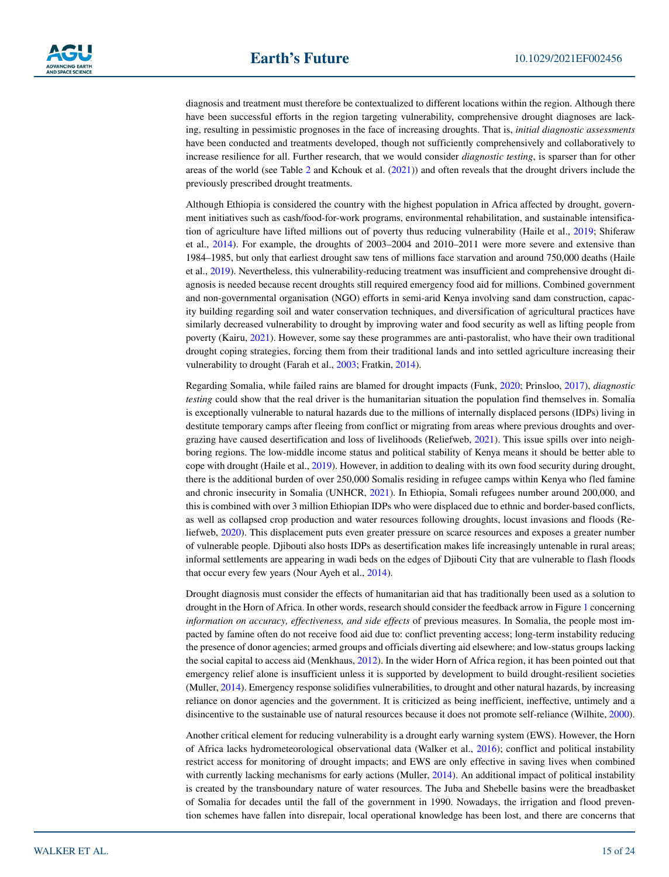diagnosis and treatment must therefore be contextualized to different locations within the region. Although there have been successful efforts in the region targeting vulnerability, comprehensive drought diagnoses are lacking, resulting in pessimistic prognoses in the face of increasing droughts. That is, *initial diagnostic assessments* have been conducted and treatments developed, though not sufficiently comprehensively and collaboratively to increase resilience for all. Further research, that we would consider *diagnostic testing*, is sparser than for other areas of the world (see Table 2 and Kchouk et al. (2021)) and often reveals that the drought drivers include the previously prescribed drought treatments.

Although Ethiopia is considered the country with the highest population in Africa affected by drought, government initiatives such as cash/food-for-work programs, environmental rehabilitation, and sustainable intensification of agriculture have lifted millions out of poverty thus reducing vulnerability (Haile et al., 2019; Shiferaw et al., 2014). For example, the droughts of 2003–2004 and 2010–2011 were more severe and extensive than 1984–1985, but only that earliest drought saw tens of millions face starvation and around 750,000 deaths (Haile et al., 2019). Nevertheless, this vulnerability-reducing treatment was insufficient and comprehensive drought diagnosis is needed because recent droughts still required emergency food aid for millions. Combined government and non-governmental organisation (NGO) efforts in semi-arid Kenya involving sand dam construction, capacity building regarding soil and water conservation techniques, and diversification of agricultural practices have similarly decreased vulnerability to drought by improving water and food security as well as lifting people from poverty (Kairu, 2021). However, some say these programmes are anti-pastoralist, who have their own traditional drought coping strategies, forcing them from their traditional lands and into settled agriculture increasing their vulnerability to drought (Farah et al., 2003; Fratkin, 2014).

Regarding Somalia, while failed rains are blamed for drought impacts (Funk, 2020; Prinsloo, 2017), *diagnostic testing* could show that the real driver is the humanitarian situation the population find themselves in. Somalia is exceptionally vulnerable to natural hazards due to the millions of internally displaced persons (IDPs) living in destitute temporary camps after fleeing from conflict or migrating from areas where previous droughts and overgrazing have caused desertification and loss of livelihoods (Reliefweb, 2021). This issue spills over into neighboring regions. The low-middle income status and political stability of Kenya means it should be better able to cope with drought (Haile et al., 2019). However, in addition to dealing with its own food security during drought, there is the additional burden of over 250,000 Somalis residing in refugee camps within Kenya who fled famine and chronic insecurity in Somalia (UNHCR, 2021). In Ethiopia, Somali refugees number around 200,000, and this is combined with over 3 million Ethiopian IDPs who were displaced due to ethnic and border-based conflicts, as well as collapsed crop production and water resources following droughts, locust invasions and floods (Reliefweb, 2020). This displacement puts even greater pressure on scarce resources and exposes a greater number of vulnerable people. Djibouti also hosts IDPs as desertification makes life increasingly untenable in rural areas; informal settlements are appearing in wadi beds on the edges of Djibouti City that are vulnerable to flash floods that occur every few years (Nour Ayeh et al., 2014).

Drought diagnosis must consider the effects of humanitarian aid that has traditionally been used as a solution to drought in the Horn of Africa. In other words, research should consider the feedback arrow in Figure 1 concerning *information on accuracy, effectiveness, and side effects* of previous measures. In Somalia, the people most impacted by famine often do not receive food aid due to: conflict preventing access; long-term instability reducing the presence of donor agencies; armed groups and officials diverting aid elsewhere; and low-status groups lacking the social capital to access aid (Menkhaus, 2012). In the wider Horn of Africa region, it has been pointed out that emergency relief alone is insufficient unless it is supported by development to build drought-resilient societies (Muller, 2014). Emergency response solidifies vulnerabilities, to drought and other natural hazards, by increasing reliance on donor agencies and the government. It is criticized as being inefficient, ineffective, untimely and a disincentive to the sustainable use of natural resources because it does not promote self-reliance (Wilhite, 2000).

Another critical element for reducing vulnerability is a drought early warning system (EWS). However, the Horn of Africa lacks hydrometeorological observational data (Walker et al., 2016); conflict and political instability restrict access for monitoring of drought impacts; and EWS are only effective in saving lives when combined with currently lacking mechanisms for early actions (Muller, 2014). An additional impact of political instability is created by the transboundary nature of water resources. The Juba and Shebelle basins were the breadbasket of Somalia for decades until the fall of the government in 1990. Nowadays, the irrigation and flood prevention schemes have fallen into disrepair, local operational knowledge has been lost, and there are concerns that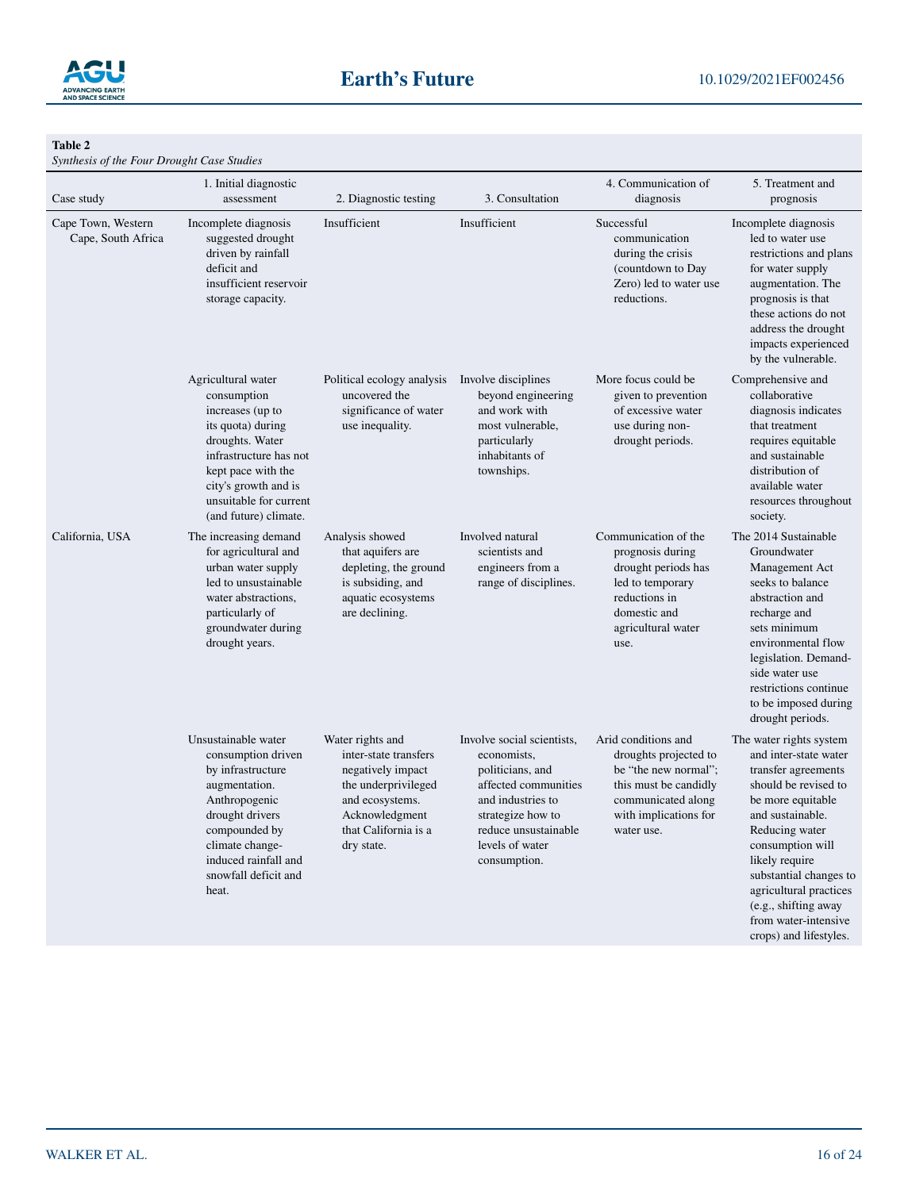**Table 2**
*Synthesis of the Four Drought Case Studies*

| Case study | 1. Initial diagnostic assessment | 2. Diagnostic testing | 3. Consultation | 4. Communication of diagnosis | 5. Treatment and prognosis |
|---|---|---|---|---|---|
| Cape Town, Western Cape, South Africa | Incomplete diagnosis suggested drought driven by rainfall deficit and insufficient reservoir storage capacity. | Insufficient | Insufficient | Successful communication during the crisis (countdown to Day Zero) led to water use reductions. | Incomplete diagnosis led to water use restrictions and plans for water supply augmentation. The prognosis is that these actions do not address the drought impacts experienced by the vulnerable. |
| | Agricultural water consumption increases (up to its quota) during droughts. Water infrastructure has not kept pace with the city's growth and is unsuitable for current (and future) climate. | Political ecology analysis uncovered the significance of water use inequality. | Involve disciplines beyond engineering and work with most vulnerable, particularly inhabitants of townships. | More focus could be given to prevention of excessive water use during non-drought periods. | Comprehensive and collaborative diagnosis indicates that treatment requires equitable and sustainable distribution of available water resources throughout society. |
| California, USA | The increasing demand for agricultural and urban water supply led to unsustainable water abstractions, particularly of groundwater during drought years. | Analysis showed that aquifers are depleting, the ground is subsiding, and aquatic ecosystems are declining. | Involved natural scientists and engineers from a range of disciplines. | Communication of the prognosis during drought periods has led to temporary reductions in domestic and agricultural water use. | The 2014 Sustainable Groundwater Management Act seeks to balance abstraction and recharge and sets minimum environmental flow legislation. Demand-side water use restrictions continue to be imposed during drought periods. |
| | Unsustainable water consumption driven by infrastructure augmentation. Anthropogenic drought drivers compounded by climate change-induced rainfall and snowfall deficit and heat. | Water rights and inter-state transfers negatively impact the underprivileged and ecosystems. Acknowledgment that California is a dry state. | Involve social scientists, economists, politicians, and affected communities and industries to strategize how to reduce unsustainable levels of water consumption. | Arid conditions and droughts projected to be "the new normal"; this must be candidly communicated along with implications for water use. | The water rights system and inter-state water transfer agreements should be revised to be more equitable and sustainable. Reducing water consumption will likely require substantial changes to agricultural practices (e.g., shifting away from water-intensive crops) and lifestyles. |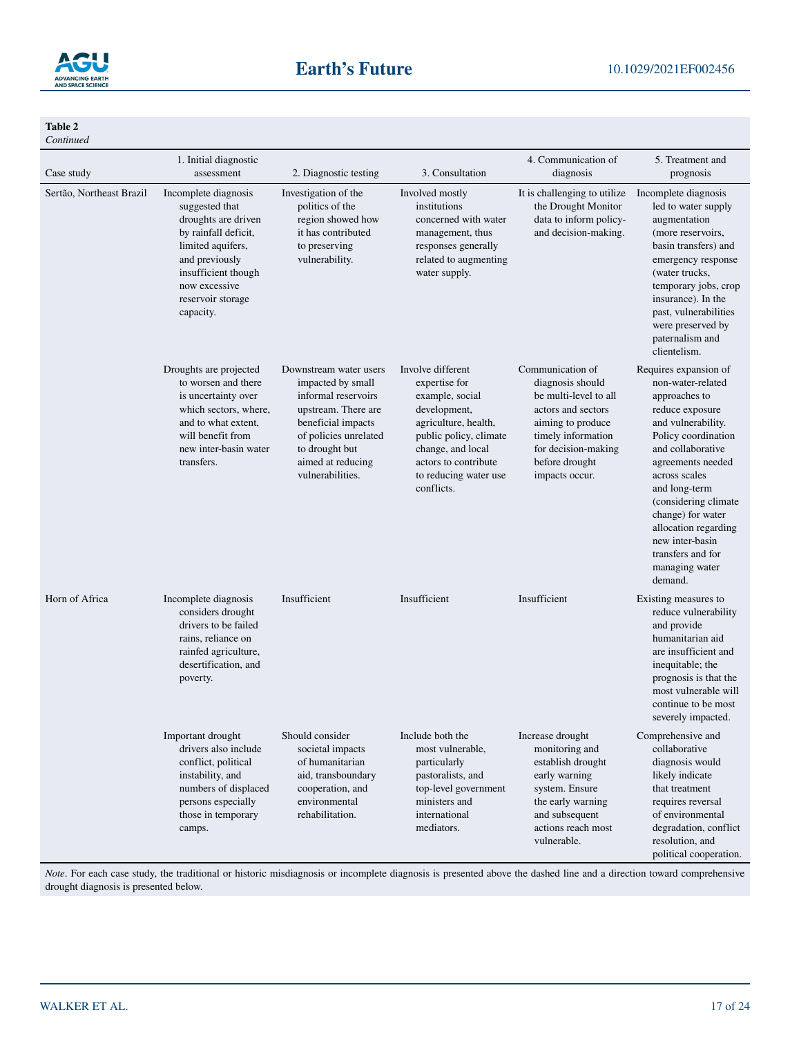**Table 2**
*Continued*

| Case study | 1. Initial diagnostic assessment | 2. Diagnostic testing | 3. Consultation | 4. Communication of diagnosis | 5. Treatment and prognosis |
|---|---|---|---|---|---|
| Sertão, Northeast Brazil | Incomplete diagnosis suggested that droughts are driven by rainfall deficit, limited aquifers, and previously insufficient though now excessive reservoir storage capacity. | Investigation of the politics of the region showed how it has contributed to preserving vulnerability. | Involved mostly institutions concerned with water management, thus responses generally related to augmenting water supply. | It is challenging to utilize the Drought Monitor data to inform policy- and decision-making. | Incomplete diagnosis led to water supply augmentation (more reservoirs, basin transfers) and emergency response (water trucks, temporary jobs, crop insurance). In the past, vulnerabilities were preserved by paternalism and clientelism. |
| | Droughts are projected to worsen and there is uncertainty over which sectors, where, and to what extent, will benefit from new inter-basin water transfers. | Downstream water users impacted by small informal reservoirs upstream. There are beneficial impacts of policies unrelated to drought but aimed at reducing vulnerabilities. | Involve different expertise for example, social development, agriculture, health, public policy, climate change, and local actors to contribute to reducing water use conflicts. | Communication of diagnosis should be multi-level to all actors and sectors aiming to produce timely information for decision-making before drought impacts occur. | Requires expansion of non-water-related approaches to reduce exposure and vulnerability. Policy coordination and collaborative agreements needed across scales and long-term (considering climate change) for water allocation regarding new inter-basin transfers and for managing water demand. |
| Horn of Africa | Incomplete diagnosis considers drought drivers to be failed rains, reliance on rainfed agriculture, desertification, and poverty. | Insufficient | Insufficient | Insufficient | Existing measures to reduce vulnerability and provide humanitarian aid are insufficient and inequitable; the prognosis is that the most vulnerable will continue to be most severely impacted. |
| | Important drought drivers also include conflict, political instability, and numbers of displaced persons especially those in temporary camps. | Should consider societal impacts of humanitarian aid, transboundary cooperation, and environmental rehabilitation. | Include both the most vulnerable, particularly pastoralists, and top-level government ministers and international mediators. | Increase drought monitoring and establish drought early warning system. Ensure the early warning and subsequent actions reach most vulnerable. | Comprehensive and collaborative diagnosis would likely indicate that treatment requires reversal of environmental degradation, conflict resolution, and political cooperation. |

*Note*. For each case study, the traditional or historic misdiagnosis or incomplete diagnosis is presented above the dashed line and a direction toward comprehensive drought diagnosis is presented below.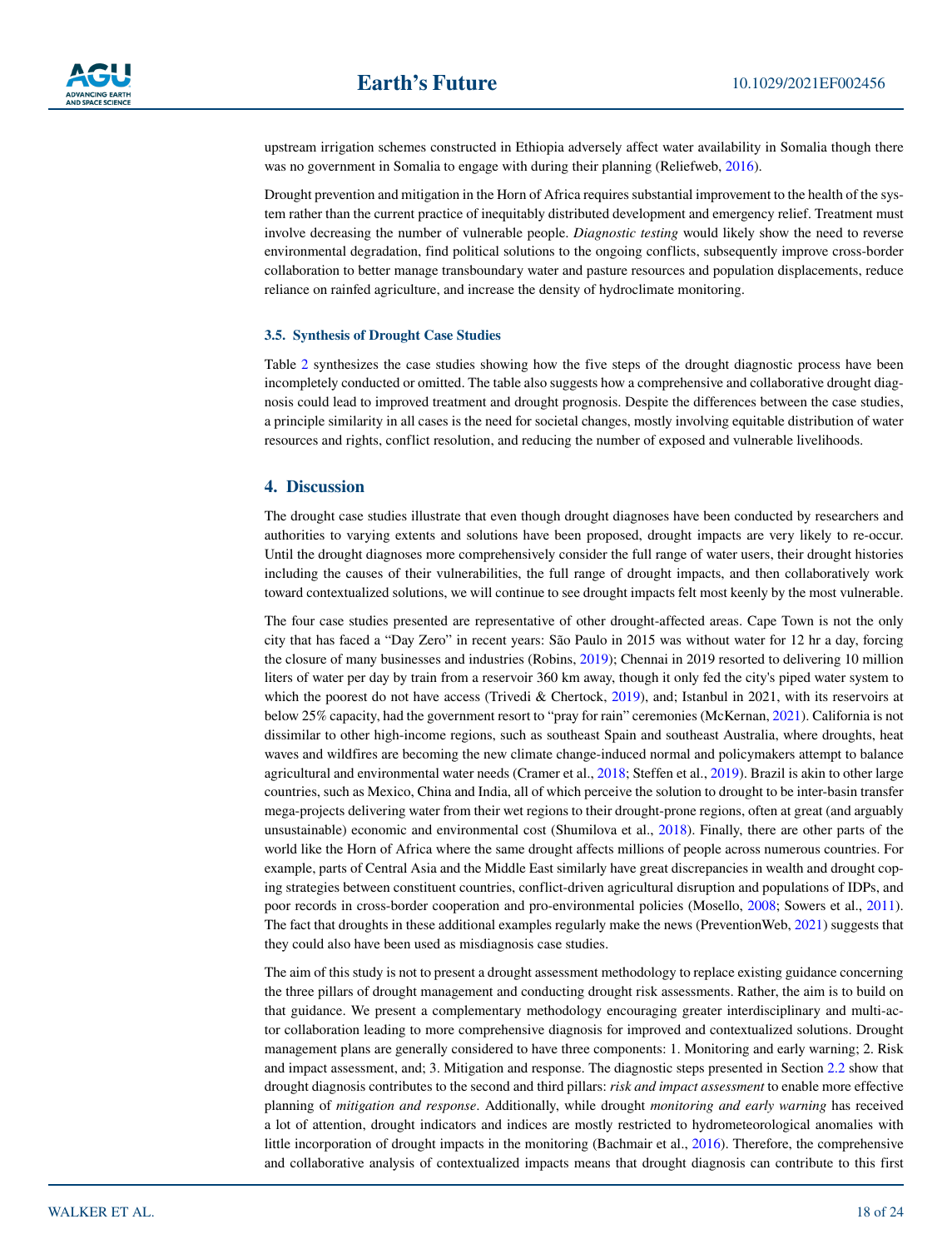upstream irrigation schemes constructed in Ethiopia adversely affect water availability in Somalia though there was no government in Somalia to engage with during their planning (Reliefweb, 2016).

Drought prevention and mitigation in the Horn of Africa requires substantial improvement to the health of the system rather than the current practice of inequitably distributed development and emergency relief. Treatment must involve decreasing the number of vulnerable people. *Diagnostic testing* would likely show the need to reverse environmental degradation, find political solutions to the ongoing conflicts, subsequently improve cross-border collaboration to better manage transboundary water and pasture resources and population displacements, reduce reliance on rainfed agriculture, and increase the density of hydroclimate monitoring.

### 3.5. Synthesis of Drought Case Studies

Table 2 synthesizes the case studies showing how the five steps of the drought diagnostic process have been incompletely conducted or omitted. The table also suggests how a comprehensive and collaborative drought diagnosis could lead to improved treatment and drought prognosis. Despite the differences between the case studies, a principle similarity in all cases is the need for societal changes, mostly involving equitable distribution of water resources and rights, conflict resolution, and reducing the number of exposed and vulnerable livelihoods.

## 4. Discussion

The drought case studies illustrate that even though drought diagnoses have been conducted by researchers and authorities to varying extents and solutions have been proposed, drought impacts are very likely to re-occur. Until the drought diagnoses more comprehensively consider the full range of water users, their drought histories including the causes of their vulnerabilities, the full range of drought impacts, and then collaboratively work toward contextualized solutions, we will continue to see drought impacts felt most keenly by the most vulnerable.

The four case studies presented are representative of other drought-affected areas. Cape Town is not the only city that has faced a "Day Zero" in recent years: São Paulo in 2015 was without water for 12 hr a day, forcing the closure of many businesses and industries (Robins, 2019); Chennai in 2019 resorted to delivering 10 million liters of water per day by train from a reservoir 360 km away, though it only fed the city's piped water system to which the poorest do not have access (Trivedi & Chertock, 2019), and; Istanbul in 2021, with its reservoirs at below 25% capacity, had the government resort to "pray for rain" ceremonies (McKernan, 2021). California is not dissimilar to other high-income regions, such as southeast Spain and southeast Australia, where droughts, heat waves and wildfires are becoming the new climate change-induced normal and policymakers attempt to balance agricultural and environmental water needs (Cramer et al., 2018; Steffen et al., 2019). Brazil is akin to other large countries, such as Mexico, China and India, all of which perceive the solution to drought to be inter-basin transfer mega-projects delivering water from their wet regions to their drought-prone regions, often at great (and arguably unsustainable) economic and environmental cost (Shumilova et al., 2018). Finally, there are other parts of the world like the Horn of Africa where the same drought affects millions of people across numerous countries. For example, parts of Central Asia and the Middle East similarly have great discrepancies in wealth and drought coping strategies between constituent countries, conflict-driven agricultural disruption and populations of IDPs, and poor records in cross-border cooperation and pro-environmental policies (Mosello, 2008; Sowers et al., 2011). The fact that droughts in these additional examples regularly make the news (PreventionWeb, 2021) suggests that they could also have been used as misdiagnosis case studies.

The aim of this study is not to present a drought assessment methodology to replace existing guidance concerning the three pillars of drought management and conducting drought risk assessments. Rather, the aim is to build on that guidance. We present a complementary methodology encouraging greater interdisciplinary and multi-actor collaboration leading to more comprehensive diagnosis for improved and contextualized solutions. Drought management plans are generally considered to have three components: 1. Monitoring and early warning; 2. Risk and impact assessment, and; 3. Mitigation and response. The diagnostic steps presented in Section 2.2 show that drought diagnosis contributes to the second and third pillars: *risk and impact assessment* to enable more effective planning of *mitigation and response*. Additionally, while drought *monitoring and early warning* has received a lot of attention, drought indicators and indices are mostly restricted to hydrometeorological anomalies with little incorporation of drought impacts in the monitoring (Bachmair et al., 2016). Therefore, the comprehensive and collaborative analysis of contextualized impacts means that drought diagnosis can contribute to this first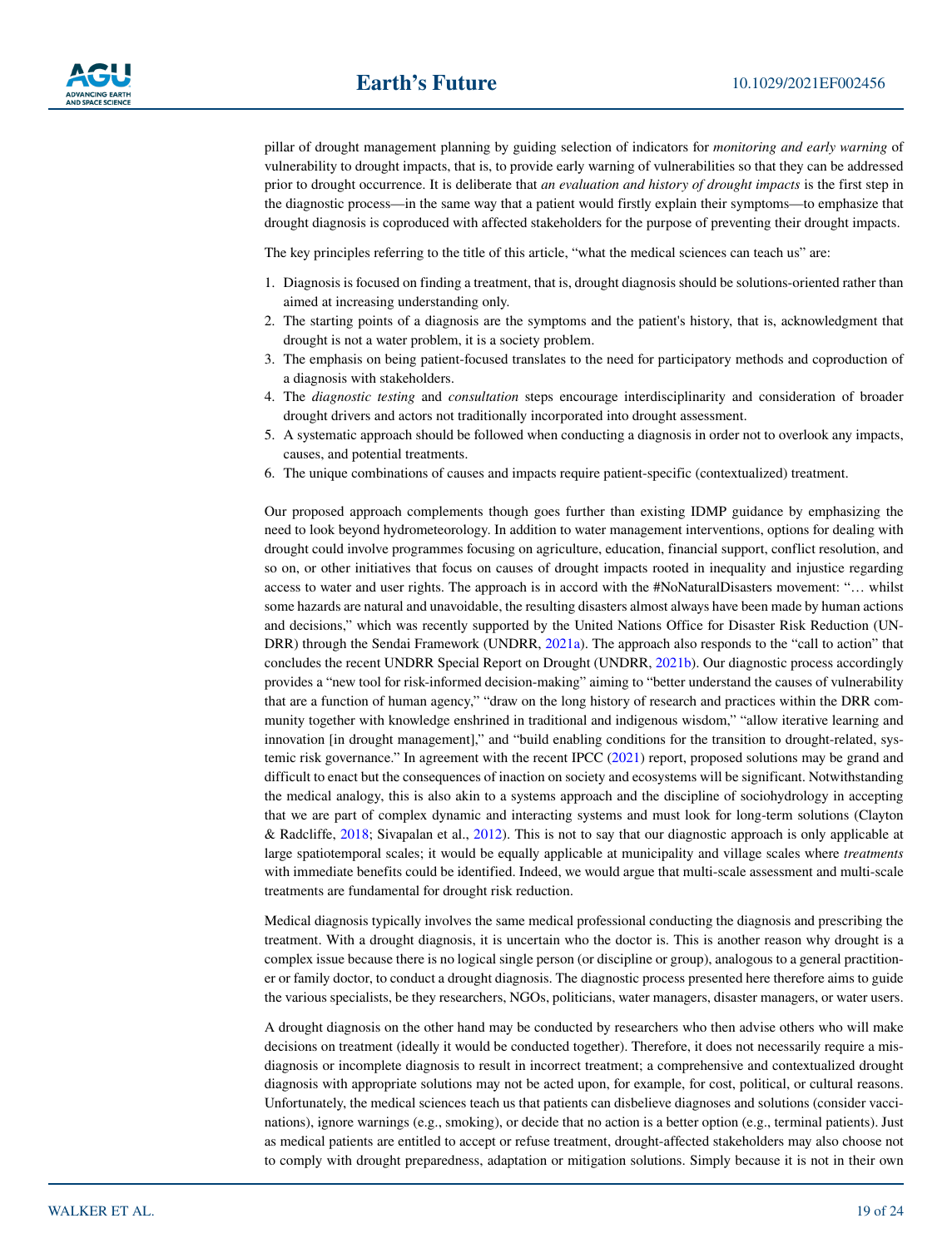pillar of drought management planning by guiding selection of indicators for *monitoring and early warning* of vulnerability to drought impacts, that is, to provide early warning of vulnerabilities so that they can be addressed prior to drought occurrence. It is deliberate that *an evaluation and history of drought impacts* is the first step in the diagnostic process—in the same way that a patient would firstly explain their symptoms—to emphasize that drought diagnosis is coproduced with affected stakeholders for the purpose of preventing their drought impacts.

The key principles referring to the title of this article, "what the medical sciences can teach us" are:

1. Diagnosis is focused on finding a treatment, that is, drought diagnosis should be solutions-oriented rather than aimed at increasing understanding only.
2. The starting points of a diagnosis are the symptoms and the patient's history, that is, acknowledgment that drought is not a water problem, it is a society problem.
3. The emphasis on being patient-focused translates to the need for participatory methods and coproduction of a diagnosis with stakeholders.
4. The *diagnostic testing* and *consultation* steps encourage interdisciplinarity and consideration of broader drought drivers and actors not traditionally incorporated into drought assessment.
5. A systematic approach should be followed when conducting a diagnosis in order not to overlook any impacts, causes, and potential treatments.
6. The unique combinations of causes and impacts require patient-specific (contextualized) treatment.

Our proposed approach complements though goes further than existing IDMP guidance by emphasizing the need to look beyond hydrometeorology. In addition to water management interventions, options for dealing with drought could involve programmes focusing on agriculture, education, financial support, conflict resolution, and so on, or other initiatives that focus on causes of drought impacts rooted in inequality and injustice regarding access to water and user rights. The approach is in accord with the #NoNaturalDisasters movement: "… whilst some hazards are natural and unavoidable, the resulting disasters almost always have been made by human actions and decisions," which was recently supported by the United Nations Office for Disaster Risk Reduction (UNDRR) through the Sendai Framework (UNDRR, 2021a). The approach also responds to the "call to action" that concludes the recent UNDRR Special Report on Drought (UNDRR, 2021b). Our diagnostic process accordingly provides a "new tool for risk-informed decision-making" aiming to "better understand the causes of vulnerability that are a function of human agency," "draw on the long history of research and practices within the DRR community together with knowledge enshrined in traditional and indigenous wisdom," "allow iterative learning and innovation [in drought management]," and "build enabling conditions for the transition to drought-related, systemic risk governance." In agreement with the recent IPCC (2021) report, proposed solutions may be grand and difficult to enact but the consequences of inaction on society and ecosystems will be significant. Notwithstanding the medical analogy, this is also akin to a systems approach and the discipline of sociohydrology in accepting that we are part of complex dynamic and interacting systems and must look for long-term solutions (Clayton & Radcliffe, 2018; Sivapalan et al., 2012). This is not to say that our diagnostic approach is only applicable at large spatiotemporal scales; it would be equally applicable at municipality and village scales where *treatments* with immediate benefits could be identified. Indeed, we would argue that multi-scale assessment and multi-scale treatments are fundamental for drought risk reduction.

Medical diagnosis typically involves the same medical professional conducting the diagnosis and prescribing the treatment. With a drought diagnosis, it is uncertain who the doctor is. This is another reason why drought is a complex issue because there is no logical single person (or discipline or group), analogous to a general practitioner or family doctor, to conduct a drought diagnosis. The diagnostic process presented here therefore aims to guide the various specialists, be they researchers, NGOs, politicians, water managers, disaster managers, or water users.

A drought diagnosis on the other hand may be conducted by researchers who then advise others who will make decisions on treatment (ideally it would be conducted together). Therefore, it does not necessarily require a misdiagnosis or incomplete diagnosis to result in incorrect treatment; a comprehensive and contextualized drought diagnosis with appropriate solutions may not be acted upon, for example, for cost, political, or cultural reasons. Unfortunately, the medical sciences teach us that patients can disbelieve diagnoses and solutions (consider vaccinations), ignore warnings (e.g., smoking), or decide that no action is a better option (e.g., terminal patients). Just as medical patients are entitled to accept or refuse treatment, drought-affected stakeholders may also choose not to comply with drought preparedness, adaptation or mitigation solutions. Simply because it is not in their own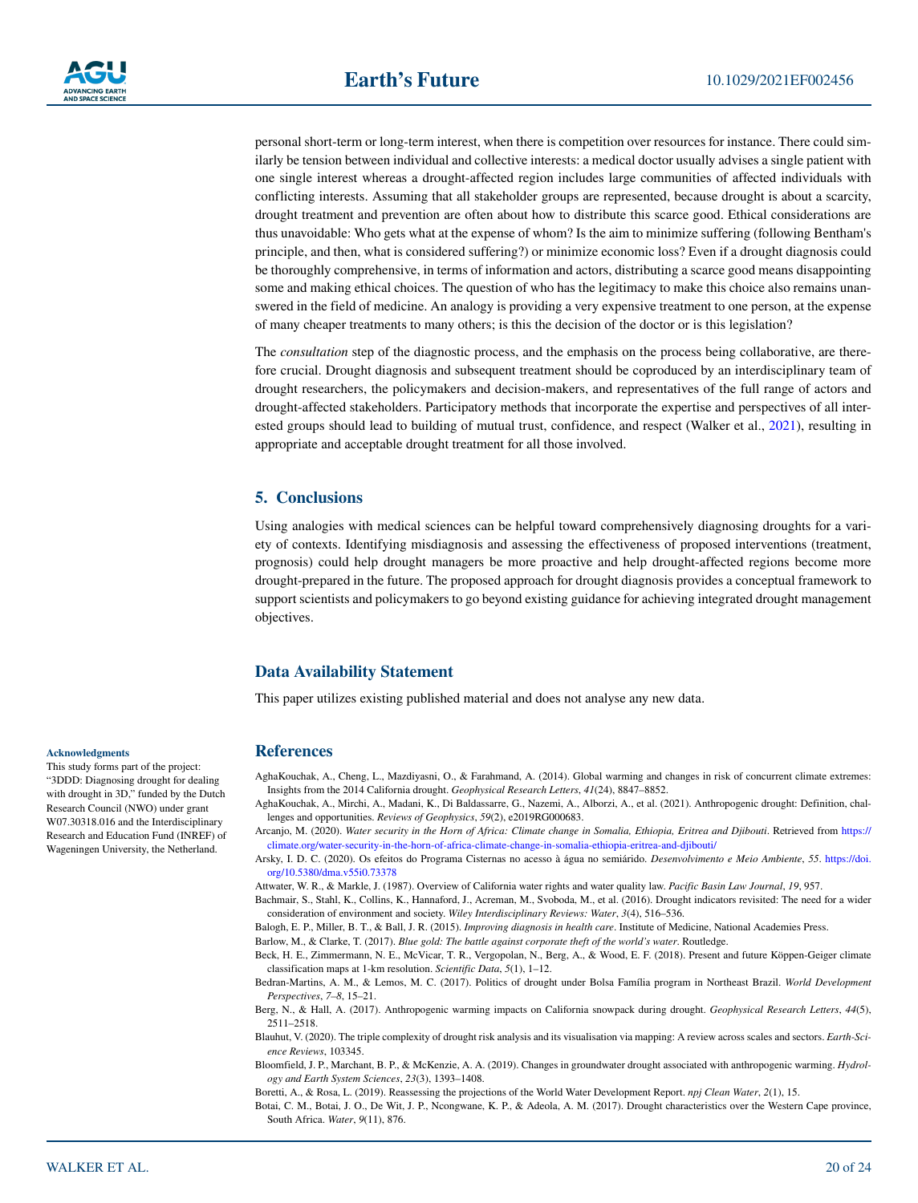personal short-term or long-term interest, when there is competition over resources for instance. There could similarly be tension between individual and collective interests: a medical doctor usually advises a single patient with one single interest whereas a drought-affected region includes large communities of affected individuals with conflicting interests. Assuming that all stakeholder groups are represented, because drought is about a scarcity, drought treatment and prevention are often about how to distribute this scarce good. Ethical considerations are thus unavoidable: Who gets what at the expense of whom? Is the aim to minimize suffering (following Bentham's principle, and then, what is considered suffering?) or minimize economic loss? Even if a drought diagnosis could be thoroughly comprehensive, in terms of information and actors, distributing a scarce good means disappointing some and making ethical choices. The question of who has the legitimacy to make this choice also remains unanswered in the field of medicine. An analogy is providing a very expensive treatment to one person, at the expense of many cheaper treatments to many others; is this the decision of the doctor or is this legislation?

The *consultation* step of the diagnostic process, and the emphasis on the process being collaborative, are therefore crucial. Drought diagnosis and subsequent treatment should be coproduced by an interdisciplinary team of drought researchers, the policymakers and decision-makers, and representatives of the full range of actors and drought-affected stakeholders. Participatory methods that incorporate the expertise and perspectives of all interested groups should lead to building of mutual trust, confidence, and respect (Walker et al., 2021), resulting in appropriate and acceptable drought treatment for all those involved.

## 5. Conclusions

Using analogies with medical sciences can be helpful toward comprehensively diagnosing droughts for a variety of contexts. Identifying misdiagnosis and assessing the effectiveness of proposed interventions (treatment, prognosis) could help drought managers be more proactive and help drought-affected regions become more drought-prepared in the future. The proposed approach for drought diagnosis provides a conceptual framework to support scientists and policymakers to go beyond existing guidance for achieving integrated drought management objectives.

## Data Availability Statement

This paper utilizes existing published material and does not analyse any new data.

#### Acknowledgments

This study forms part of the project: "3DDD: Diagnosing drought for dealing with drought in 3D," funded by the Dutch Research Council (NWO) under grant W07.30318.016 and the Interdisciplinary Research and Education Fund (INREF) of Wageningen University, the Netherland.

## References

AghaKouchak, A., Cheng, L., Mazdiyasni, O., & Farahmand, A. (2014). Global warming and changes in risk of concurrent climate extremes: Insights from the 2014 California drought. *Geophysical Research Letters*, *41*(24), 8847–8852.

AghaKouchak, A., Mirchi, A., Madani, K., Di Baldassarre, G., Nazemi, A., Alborzi, A., et al. (2021). Anthropogenic drought: Definition, challenges and opportunities. *Reviews of Geophysics*, *59*(2), e2019RG000683.

Arcanjo, M. (2020). *Water security in the Horn of Africa: Climate change in Somalia, Ethiopia, Eritrea and Djibouti*. Retrieved from https://climate.org/water-security-in-the-horn-of-africa-climate-change-in-somalia-ethiopia-eritrea-and-djibouti/

Arsky, I. D. C. (2020). Os efeitos do Programa Cisternas no acesso à água no semiárido. *Desenvolvimento e Meio Ambiente*, *55*. https://doi.org/10.5380/dma.v55i0.73378

Attwater, W. R., & Markle, J. (1987). Overview of California water rights and water quality law. *Pacific Basin Law Journal*, *19*, 957.

Bachmair, S., Stahl, K., Collins, K., Hannaford, J., Acreman, M., Svoboda, M., et al. (2016). Drought indicators revisited: The need for a wider consideration of environment and society. *Wiley Interdisciplinary Reviews: Water*, *3*(4), 516–536.

Balogh, E. P., Miller, B. T., & Ball, J. R. (2015). *Improving diagnosis in health care*. Institute of Medicine, National Academies Press.

Barlow, M., & Clarke, T. (2017). *Blue gold: The battle against corporate theft of the world's water*. Routledge.

Beck, H. E., Zimmermann, N. E., McVicar, T. R., Vergopolan, N., Berg, A., & Wood, E. F. (2018). Present and future Köppen-Geiger climate classification maps at 1-km resolution. *Scientific Data*, *5*(1), 1–12.

Bedran-Martins, A. M., & Lemos, M. C. (2017). Politics of drought under Bolsa Família program in Northeast Brazil. *World Development Perspectives*, *7–8*, 15–21.

Berg, N., & Hall, A. (2017). Anthropogenic warming impacts on California snowpack during drought. *Geophysical Research Letters*, *44*(5), 2511–2518.

Blauhut, V. (2020). The triple complexity of drought risk analysis and its visualisation via mapping: A review across scales and sectors. *Earth-Science Reviews*, 103345.

Bloomfield, J. P., Marchant, B. P., & McKenzie, A. A. (2019). Changes in groundwater drought associated with anthropogenic warming. *Hydrology and Earth System Sciences*, *23*(3), 1393–1408.

Boretti, A., & Rosa, L. (2019). Reassessing the projections of the World Water Development Report. *npj Clean Water*, *2*(1), 15.

Botai, C. M., Botai, J. O., De Wit, J. P., Ncongwane, K. P., & Adeola, A. M. (2017). Drought characteristics over the Western Cape province, South Africa. *Water*, *9*(11), 876.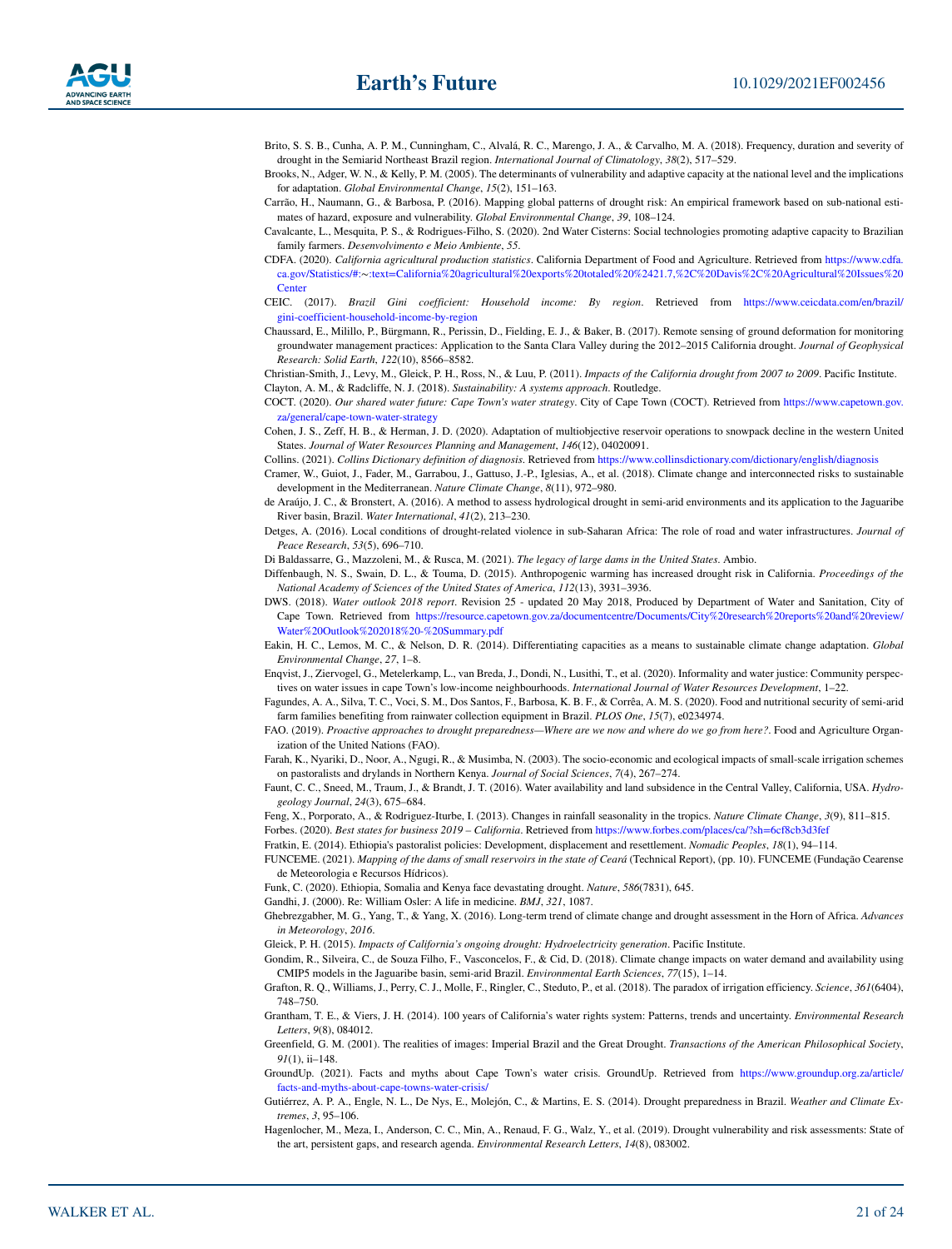Brito, S. S. B., Cunha, A. P. M., Cunningham, C., Alvalá, R. C., Marengo, J. A., & Carvalho, M. A. (2018). Frequency, duration and severity of drought in the Semiarid Northeast Brazil region. *International Journal of Climatology*, *38*(2), 517–529.

Brooks, N., Adger, W. N., & Kelly, P. M. (2005). The determinants of vulnerability and adaptive capacity at the national level and the implications for adaptation. *Global Environmental Change*, *15*(2), 151–163.

Carrão, H., Naumann, G., & Barbosa, P. (2016). Mapping global patterns of drought risk: An empirical framework based on sub-national estimates of hazard, exposure and vulnerability. *Global Environmental Change*, *39*, 108–124.

Cavalcante, L., Mesquita, P. S., & Rodrigues-Filho, S. (2020). 2nd Water Cisterns: Social technologies promoting adaptive capacity to Brazilian family farmers. *Desenvolvimento e Meio Ambiente*, *55*.

CDFA. (2020). *California agricultural production statistics*. California Department of Food and Agriculture. Retrieved from https://www.cdfa.ca.gov/Statistics/#:~:text=California%20agricultural%20exports%20totaled%20%2421.7,%2C%20Davis%2C%20Agricultural%20Issues%20Center

CEIC. (2017). *Brazil Gini coefficient: Household income: By region*. Retrieved from https://www.ceicdata.com/en/brazil/gini-coefficient-household-income-by-region

Chaussard, E., Milillo, P., Bürgmann, R., Perissin, D., Fielding, E. J., & Baker, B. (2017). Remote sensing of ground deformation for monitoring groundwater management practices: Application to the Santa Clara Valley during the 2012–2015 California drought. *Journal of Geophysical Research: Solid Earth*, *122*(10), 8566–8582.

Christian-Smith, J., Levy, M., Gleick, P. H., Ross, N., & Luu, P. (2011). *Impacts of the California drought from 2007 to 2009*. Pacific Institute.

Clayton, A. M., & Radcliffe, N. J. (2018). *Sustainability: A systems approach*. Routledge.

COCT. (2020). *Our shared water future: Cape Town's water strategy*. City of Cape Town (COCT). Retrieved from https://www.capetown.gov.za/general/cape-town-water-strategy

Cohen, J. S., Zeff, H. B., & Herman, J. D. (2020). Adaptation of multiobjective reservoir operations to snowpack decline in the western United States. *Journal of Water Resources Planning and Management*, *146*(12), 04020091.

Collins. (2021). *Collins Dictionary definition of diagnosis*. Retrieved from https://www.collinsdictionary.com/dictionary/english/diagnosis

Cramer, W., Guiot, J., Fader, M., Garrabou, J., Gattuso, J.-P., Iglesias, A., et al. (2018). Climate change and interconnected risks to sustainable development in the Mediterranean. *Nature Climate Change*, *8*(11), 972–980.

de Araújo, J. C., & Bronstert, A. (2016). A method to assess hydrological drought in semi-arid environments and its application to the Jaguaribe River basin, Brazil. *Water International*, *41*(2), 213–230.

Detges, A. (2016). Local conditions of drought-related violence in sub-Saharan Africa: The role of road and water infrastructures. *Journal of Peace Research*, *53*(5), 696–710.

Di Baldassarre, G., Mazzoleni, M., & Rusca, M. (2021). *The legacy of large dams in the United States*. Ambio.

Diffenbaugh, N. S., Swain, D. L., & Touma, D. (2015). Anthropogenic warming has increased drought risk in California. *Proceedings of the National Academy of Sciences of the United States of America*, *112*(13), 3931–3936.

DWS. (2018). *Water outlook 2018 report*. Revision 25 - updated 20 May 2018, Produced by Department of Water and Sanitation, City of Cape Town. Retrieved from https://resource.capetown.gov.za/documentcentre/Documents/City%20research%20reports%20and%20review/Water%20Outlook%202018%20-%20Summary.pdf

Eakin, H. C., Lemos, M. C., & Nelson, D. R. (2014). Differentiating capacities as a means to sustainable climate change adaptation. *Global Environmental Change*, *27*, 1–8.

Enqvist, J., Ziervogel, G., Metelerkamp, L., van Breda, J., Dondi, N., Lusithi, T., et al. (2020). Informality and water justice: Community perspectives on water issues in cape Town's low-income neighbourhoods. *International Journal of Water Resources Development*, 1–22.

Fagundes, A. A., Silva, T. C., Voci, S. M., Dos Santos, F., Barbosa, K. B. F., & Corrêa, A. M. S. (2020). Food and nutritional security of semi-arid farm families benefiting from rainwater collection equipment in Brazil. *PLOS One*, *15*(7), e0234974.

FAO. (2019). *Proactive approaches to drought preparedness—Where are we now and where do we go from here?*. Food and Agriculture Organization of the United Nations (FAO).

Farah, K., Nyariki, D., Noor, A., Ngugi, R., & Musimba, N. (2003). The socio-economic and ecological impacts of small-scale irrigation schemes on pastoralists and drylands in Northern Kenya. *Journal of Social Sciences*, *7*(4), 267–274.

Faunt, C. C., Sneed, M., Traum, J., & Brandt, J. T. (2016). Water availability and land subsidence in the Central Valley, California, USA. *Hydrogeology Journal*, *24*(3), 675–684.

Feng, X., Porporato, A., & Rodriguez-Iturbe, I. (2013). Changes in rainfall seasonality in the tropics. *Nature Climate Change*, *3*(9), 811–815.

Forbes. (2020). *Best states for business 2019 – California*. Retrieved from https://www.forbes.com/places/ca/?sh=6cf8cb3d3fef

Fratkin, E. (2014). Ethiopia's pastoralist policies: Development, displacement and resettlement. *Nomadic Peoples*, *18*(1), 94–114.

FUNCEME. (2021). *Mapping of the dams of small reservoirs in the state of Ceará* (Technical Report), (pp. 10). FUNCEME (Fundação Cearense de Meteorologia e Recursos Hídricos).

Funk, C. (2020). Ethiopia, Somalia and Kenya face devastating drought. *Nature*, *586*(7831), 645.

Gandhi, J. (2000). Re: William Osler: A life in medicine. *BMJ*, *321*, 1087.

Ghebrezgabher, M. G., Yang, T., & Yang, X. (2016). Long-term trend of climate change and drought assessment in the Horn of Africa. *Advances in Meteorology*, *2016*.

Gleick, P. H. (2015). *Impacts of California's ongoing drought: Hydroelectricity generation*. Pacific Institute.

Gondim, R., Silveira, C., de Souza Filho, F., Vasconcelos, F., & Cid, D. (2018). Climate change impacts on water demand and availability using CMIP5 models in the Jaguaribe basin, semi-arid Brazil. *Environmental Earth Sciences*, *77*(15), 1–14.

Grafton, R. Q., Williams, J., Perry, C. J., Molle, F., Ringler, C., Steduto, P., et al. (2018). The paradox of irrigation efficiency. *Science*, *361*(6404), 748–750.

Grantham, T. E., & Viers, J. H. (2014). 100 years of California's water rights system: Patterns, trends and uncertainty. *Environmental Research Letters*, *9*(8), 084012.

Greenfield, G. M. (2001). The realities of images: Imperial Brazil and the Great Drought. *Transactions of the American Philosophical Society*, *91*(1), ii–148.

GroundUp. (2021). Facts and myths about Cape Town's water crisis. GroundUp. Retrieved from https://www.groundup.org.za/article/facts-and-myths-about-cape-towns-water-crisis/

Gutiérrez, A. P. A., Engle, N. L., De Nys, E., Molejón, C., & Martins, E. S. (2014). Drought preparedness in Brazil. *Weather and Climate Extremes*, *3*, 95–106.

Hagenlocher, M., Meza, I., Anderson, C. C., Min, A., Renaud, F. G., Walz, Y., et al. (2019). Drought vulnerability and risk assessments: State of the art, persistent gaps, and research agenda. *Environmental Research Letters*, *14*(8), 083002.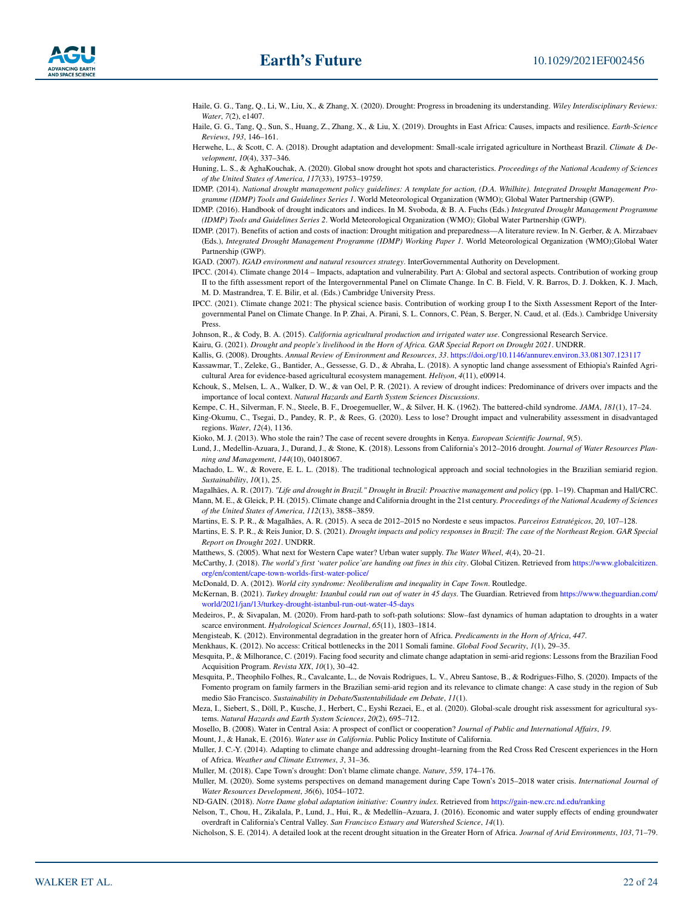Haile, G. G., Tang, Q., Li, W., Liu, X., & Zhang, X. (2020). Drought: Progress in broadening its understanding. *Wiley Interdisciplinary Reviews: Water*, *7*(2), e1407.

Haile, G. G., Tang, Q., Sun, S., Huang, Z., Zhang, X., & Liu, X. (2019). Droughts in East Africa: Causes, impacts and resilience. *Earth-Science Reviews*, *193*, 146–161.

Herwehe, L., & Scott, C. A. (2018). Drought adaptation and development: Small-scale irrigated agriculture in Northeast Brazil. *Climate & Development*, *10*(4), 337–346.

Huning, L. S., & AghaKouchak, A. (2020). Global snow drought hot spots and characteristics. *Proceedings of the National Academy of Sciences of the United States of America*, *117*(33), 19753–19759.

IDMP. (2014). *National drought management policy guidelines: A template for action, (D.A. Whilhite). Integrated Drought Management Programme (IDMP) Tools and Guidelines Series 1*. World Meteorological Organization (WMO); Global Water Partnership (GWP).

IDMP. (2016). Handbook of drought indicators and indices. In M. Svoboda, & B. A. Fuchs (Eds.) *Integrated Drought Management Programme (IDMP) Tools and Guidelines Series 2*. World Meteorological Organization (WMO); Global Water Partnership (GWP).

IDMP. (2017). Benefits of action and costs of inaction: Drought mitigation and preparedness—A literature review. In N. Gerber, & A. Mirzabaev (Eds.), *Integrated Drought Management Programme (IDMP) Working Paper 1*. World Meteorological Organization (WMO);Global Water Partnership (GWP).

IGAD. (2007). *IGAD environment and natural resources strategy*. InterGovernmental Authority on Development.

IPCC. (2014). Climate change 2014 – Impacts, adaptation and vulnerability. Part A: Global and sectoral aspects. Contribution of working group II to the fifth assessment report of the Intergovernmental Panel on Climate Change. In C. B. Field, V. R. Barros, D. J. Dokken, K. J. Mach, M. D. Mastrandrea, T. E. Bilir, et al. (Eds.) Cambridge University Press.

IPCC. (2021). Climate change 2021: The physical science basis. Contribution of working group I to the Sixth Assessment Report of the Intergovernmental Panel on Climate Change. In P. Zhai, A. Pirani, S. L. Connors, C. Péan, S. Berger, N. Caud, et al. (Eds.). Cambridge University Press.

Johnson, R., & Cody, B. A. (2015). *California agricultural production and irrigated water use*. Congressional Research Service.

Kairu, G. (2021). *Drought and people's livelihood in the Horn of Africa. GAR Special Report on Drought 2021*. UNDRR.

Kallis, G. (2008). Droughts. *Annual Review of Environment and Resources*, *33*. https://doi.org/10.1146/annurev.environ.33.081307.123117

Kassawmar, T., Zeleke, G., Bantider, A., Gessesse, G. D., & Abraha, L. (2018). A synoptic land change assessment of Ethiopia's Rainfed Agricultural Area for evidence-based agricultural ecosystem management. *Heliyon*, *4*(11), e00914.

Kchouk, S., Melsen, L. A., Walker, D. W., & van Oel, P. R. (2021). A review of drought indices: Predominance of drivers over impacts and the importance of local context. *Natural Hazards and Earth System Sciences Discussions*.

Kempe, C. H., Silverman, F. N., Steele, B. F., Droegemueller, W., & Silver, H. K. (1962). The battered-child syndrome. *JAMA*, *181*(1), 17–24.

King-Okumu, C., Tsegai, D., Pandey, R. P., & Rees, G. (2020). Less to lose? Drought impact and vulnerability assessment in disadvantaged regions. *Water*, *12*(4), 1136.

Kioko, M. J. (2013). Who stole the rain? The case of recent severe droughts in Kenya. *European Scientific Journal*, *9*(5).

Lund, J., Medellin-Azuara, J., Durand, J., & Stone, K. (2018). Lessons from California's 2012–2016 drought. *Journal of Water Resources Planning and Management*, *144*(10), 04018067.

Machado, L. W., & Rovere, E. L. L. (2018). The traditional technological approach and social technologies in the Brazilian semiarid region. *Sustainability*, *10*(1), 25.

Magalhães, A. R. (2017). *"Life and drought in Brazil." Drought in Brazil: Proactive management and policy* (pp. 1–19). Chapman and Hall/CRC.

Mann, M. E., & Gleick, P. H. (2015). Climate change and California drought in the 21st century. *Proceedings of the National Academy of Sciences of the United States of America*, *112*(13), 3858–3859.

Martins, E. S. P. R., & Magalhães, A. R. (2015). A seca de 2012–2015 no Nordeste e seus impactos. *Parceiros Estratégicos*, *20*, 107–128.

Martins, E. S. P. R., & Reis Junior, D. S. (2021). *Drought impacts and policy responses in Brazil: The case of the Northeast Region. GAR Special Report on Drought 2021*. UNDRR.

Matthews, S. (2005). What next for Western Cape water? Urban water supply. *The Water Wheel*, *4*(4), 20–21.

McCarthy, J. (2018). *The world's first 'water police' are handing out fines in this city*. Global Citizen. Retrieved from https://www.globalcitizen.org/en/content/cape-town-worlds-first-water-police/

McDonald, D. A. (2012). *World city syndrome: Neoliberalism and inequality in Cape Town*. Routledge.

McKernan, B. (2021). *Turkey drought: Istanbul could run out of water in 45 days*. The Guardian. Retrieved from https://www.theguardian.com/world/2021/jan/13/turkey-drought-istanbul-run-out-water-45-days

Medeiros, P., & Sivapalan, M. (2020). From hard-path to soft-path solutions: Slow–fast dynamics of human adaptation to droughts in a water scarce environment. *Hydrological Sciences Journal*, *65*(11), 1803–1814.

Mengisteab, K. (2012). Environmental degradation in the greater horn of Africa. *Predicaments in the Horn of Africa*, *447*.

Menkhaus, K. (2012). No access: Critical bottlenecks in the 2011 Somali famine. *Global Food Security*, *1*(1), 29–35.

Mesquita, P., & Milhorance, C. (2019). Facing food security and climate change adaptation in semi-arid regions: Lessons from the Brazilian Food Acquisition Program. *Revista XIX*, *10*(1), 30–42.

Mesquita, P., Theophilo Folhes, R., Cavalcante, L., de Novais Rodrigues, L. V., Abreu Santose, B., & Rodrigues-Filho, S. (2020). Impacts of the Fomento program on family farmers in the Brazilian semi-arid region and its relevance to climate change: A case study in the region of Sub medio São Francisco. *Sustainability in Debate/Sustentabilidade em Debate*, *11*(1).

Meza, I., Siebert, S., Döll, P., Kusche, J., Herbert, C., Eyshi Rezaei, E., et al. (2020). Global-scale drought risk assessment for agricultural systems. *Natural Hazards and Earth System Sciences*, *20*(2), 695–712.

Mosello, B. (2008). Water in Central Asia: A prospect of conflict or cooperation? *Journal of Public and International Affairs*, *19*.

Mount, J., & Hanak, E. (2016). *Water use in California*. Public Policy Institute of California.

Muller, J. C.-Y. (2014). Adapting to climate change and addressing drought–learning from the Red Cross Red Crescent experiences in the Horn of Africa. *Weather and Climate Extremes*, *3*, 31–36.

Muller, M. (2018). Cape Town's drought: Don't blame climate change. *Nature*, *559*, 174–176.

Muller, M. (2020). Some systems perspectives on demand management during Cape Town's 2015–2018 water crisis. *International Journal of Water Resources Development*, *36*(6), 1054–1072.

ND-GAIN. (2018). *Notre Dame global adaptation initiative: Country index*. Retrieved from https://gain-new.crc.nd.edu/ranking

Nelson, T., Chou, H., Zikalala, P., Lund, J., Hui, R., & Medellín–Azuara, J. (2016). Economic and water supply effects of ending groundwater overdraft in California's Central Valley. *San Francisco Estuary and Watershed Science*, *14*(1).

Nicholson, S. E. (2014). A detailed look at the recent drought situation in the Greater Horn of Africa. *Journal of Arid Environments*, *103*, 71–79.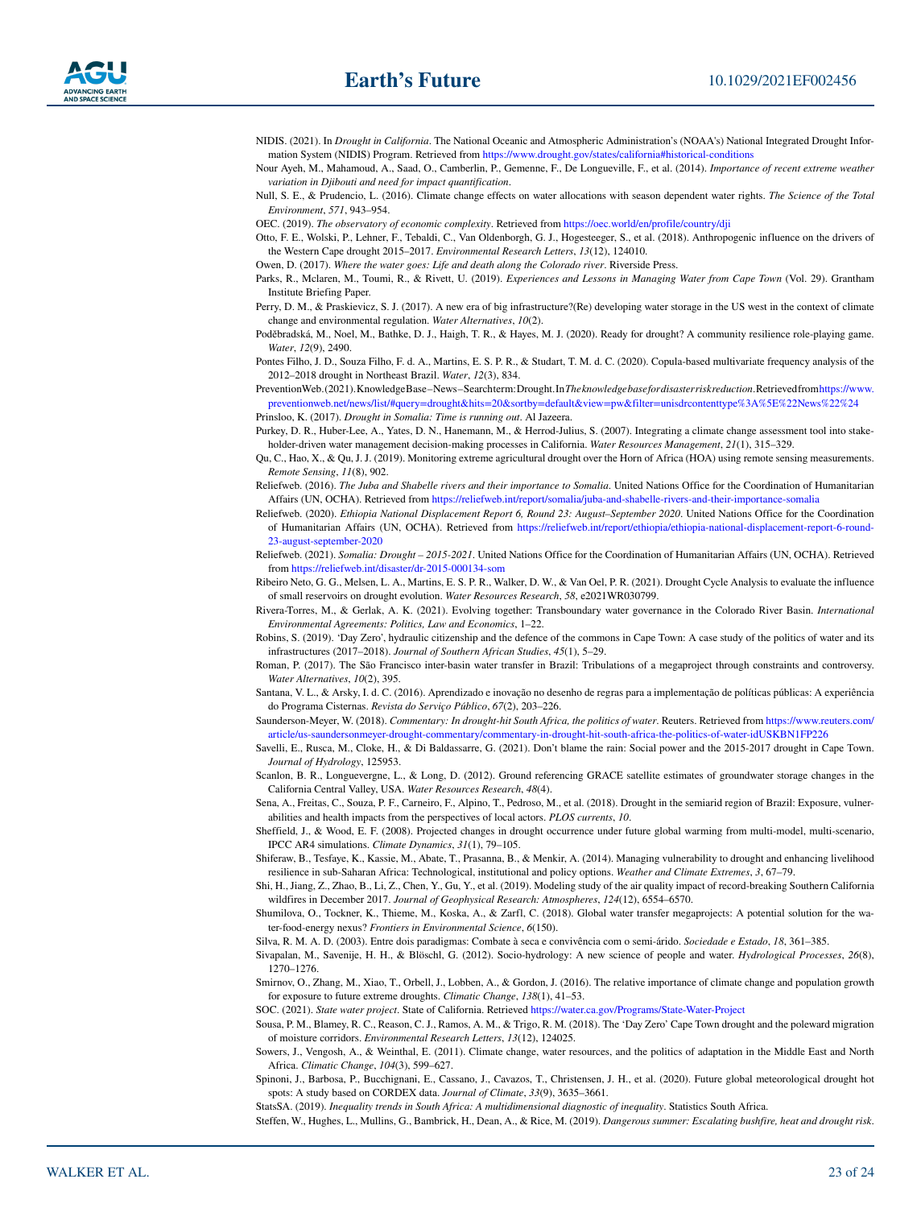NIDIS. (2021). In *Drought in California*. The National Oceanic and Atmospheric Administration's (NOAA's) National Integrated Drought Information System (NIDIS) Program. Retrieved from https://www.drought.gov/states/california#historical-conditions

Nour Ayeh, M., Mahamoud, A., Saad, O., Camberlin, P., Gemenne, F., De Longueville, F., et al. (2014). *Importance of recent extreme weather variation in Djibouti and need for impact quantification*.

Null, S. E., & Prudencio, L. (2016). Climate change effects on water allocations with season dependent water rights. *The Science of the Total Environment*, *571*, 943–954.

OEC. (2019). *The observatory of economic complexity*. Retrieved from https://oec.world/en/profile/country/dji

Otto, F. E., Wolski, P., Lehner, F., Tebaldi, C., Van Oldenborgh, G. J., Hogesteeger, S., et al. (2018). Anthropogenic influence on the drivers of the Western Cape drought 2015–2017. *Environmental Research Letters*, *13*(12), 124010.

Owen, D. (2017). *Where the water goes: Life and death along the Colorado river*. Riverside Press.

Parks, R., Mclaren, M., Toumi, R., & Rivett, U. (2019). *Experiences and Lessons in Managing Water from Cape Town* (Vol. 29). Grantham Institute Briefing Paper.

Perry, D. M., & Praskievicz, S. J. (2017). A new era of big infrastructure?(Re) developing water storage in the US west in the context of climate change and environmental regulation. *Water Alternatives*, *10*(2).

Poděbradská, M., Noel, M., Bathke, D. J., Haigh, T. R., & Hayes, M. J. (2020). Ready for drought? A community resilience role-playing game. *Water*, *12*(9), 2490.

Pontes Filho, J. D., Souza Filho, F. d. A., Martins, E. S. P. R., & Studart, T. M. d. C. (2020). Copula-based multivariate frequency analysis of the 2012–2018 drought in Northeast Brazil. *Water*, *12*(3), 834.

PreventionWeb. (2021). KnowledgeBase–News–Searchterm: Drought. In *The knowledge base for disaster risk reduction*. Retrieved from https://www.preventionweb.net/news/list/#query=drought&hits=20&sortby=default&view=pw&filter=unisdrcontenttype%3A%5E%22News%22%24

Prinsloo, K. (2017). *Drought in Somalia: Time is running out*. Al Jazeera.

Purkey, D. R., Huber-Lee, A., Yates, D. N., Hanemann, M., & Herrod-Julius, S. (2007). Integrating a climate change assessment tool into stakeholder-driven water management decision-making processes in California. *Water Resources Management*, *21*(1), 315–329.

Qu, C., Hao, X., & Qu, J. J. (2019). Monitoring extreme agricultural drought over the Horn of Africa (HOA) using remote sensing measurements. *Remote Sensing*, *11*(8), 902.

Reliefweb. (2016). *The Juba and Shabelle rivers and their importance to Somalia*. United Nations Office for the Coordination of Humanitarian Affairs (UN, OCHA). Retrieved from https://reliefweb.int/report/somalia/juba-and-shabelle-rivers-and-their-importance-somalia

Reliefweb. (2020). *Ethiopia National Displacement Report 6, Round 23: August–September 2020*. United Nations Office for the Coordination of Humanitarian Affairs (UN, OCHA). Retrieved from https://reliefweb.int/report/ethiopia/ethiopia-national-displacement-report-6-round-23-august-september-2020

Reliefweb. (2021). *Somalia: Drought – 2015-2021*. United Nations Office for the Coordination of Humanitarian Affairs (UN, OCHA). Retrieved from https://reliefweb.int/disaster/dr-2015-000134-som

Ribeiro Neto, G. G., Melsen, L. A., Martins, E. S. P. R., Walker, D. W., & Van Oel, P. R. (2021). Drought Cycle Analysis to evaluate the influence of small reservoirs on drought evolution. *Water Resources Research*, *58*, e2021WR030799.

Rivera-Torres, M., & Gerlak, A. K. (2021). Evolving together: Transboundary water governance in the Colorado River Basin. *International Environmental Agreements: Politics, Law and Economics*, 1–22.

Robins, S. (2019). 'Day Zero', hydraulic citizenship and the defence of the commons in Cape Town: A case study of the politics of water and its infrastructures (2017–2018). *Journal of Southern African Studies*, *45*(1), 5–29.

Roman, P. (2017). The São Francisco inter-basin water transfer in Brazil: Tribulations of a megaproject through constraints and controversy. *Water Alternatives*, *10*(2), 395.

Santana, V. L., & Arsky, I. d. C. (2016). Aprendizado e inovação no desenho de regras para a implementação de políticas públicas: A experiência do Programa Cisternas. *Revista do Serviço Público*, *67*(2), 203–226.

Saunderson-Meyer, W. (2018). *Commentary: In drought-hit South Africa, the politics of water*. Reuters. Retrieved from https://www.reuters.com/article/us-saundersonmeyer-drought-commentary/commentary-in-drought-hit-south-africa-the-politics-of-water-idUSKBN1FP226

Savelli, E., Rusca, M., Cloke, H., & Di Baldassarre, G. (2021). Don't blame the rain: Social power and the 2015-2017 drought in Cape Town. *Journal of Hydrology*, 125953.

Scanlon, B. R., Longuevergne, L., & Long, D. (2012). Ground referencing GRACE satellite estimates of groundwater storage changes in the California Central Valley, USA. *Water Resources Research*, *48*(4).

Sena, A., Freitas, C., Souza, P. F., Carneiro, F., Alpino, T., Pedroso, M., et al. (2018). Drought in the semiarid region of Brazil: Exposure, vulnerabilities and health impacts from the perspectives of local actors. *PLOS currents*, *10*.

Sheffield, J., & Wood, E. F. (2008). Projected changes in drought occurrence under future global warming from multi-model, multi-scenario, IPCC AR4 simulations. *Climate Dynamics*, *31*(1), 79–105.

Shiferaw, B., Tesfaye, K., Kassie, M., Abate, T., Prasanna, B., & Menkir, A. (2014). Managing vulnerability to drought and enhancing livelihood resilience in sub-Saharan Africa: Technological, institutional and policy options. *Weather and Climate Extremes*, *3*, 67–79.

Shi, H., Jiang, Z., Zhao, B., Li, Z., Chen, Y., Gu, Y., et al. (2019). Modeling study of the air quality impact of record-breaking Southern California wildfires in December 2017. *Journal of Geophysical Research: Atmospheres*, *124*(12), 6554–6570.

Shumilova, O., Tockner, K., Thieme, M., Koska, A., & Zarfl, C. (2018). Global water transfer megaprojects: A potential solution for the water-food-energy nexus? *Frontiers in Environmental Science*, *6*(150).

Silva, R. M. A. D. (2003). Entre dois paradigmas: Combate à seca e convivência com o semi-árido. *Sociedade e Estado*, *18*, 361–385.

Sivapalan, M., Savenije, H. H., & Blöschl, G. (2012). Socio-hydrology: A new science of people and water. *Hydrological Processes*, *26*(8), 1270–1276.

Smirnov, O., Zhang, M., Xiao, T., Orbell, J., Lobben, A., & Gordon, J. (2016). The relative importance of climate change and population growth for exposure to future extreme droughts. *Climatic Change*, *138*(1), 41–53.

SOC. (2021). *State water project*. State of California. Retrieved https://water.ca.gov/Programs/State-Water-Project

Sousa, P. M., Blamey, R. C., Reason, C. J., Ramos, A. M., & Trigo, R. M. (2018). The 'Day Zero' Cape Town drought and the poleward migration of moisture corridors. *Environmental Research Letters*, *13*(12), 124025.

Sowers, J., Vengosh, A., & Weinthal, E. (2011). Climate change, water resources, and the politics of adaptation in the Middle East and North Africa. *Climatic Change*, *104*(3), 599–627.

Spinoni, J., Barbosa, P., Bucchignani, E., Cassano, J., Cavazos, T., Christensen, J. H., et al. (2020). Future global meteorological drought hot spots: A study based on CORDEX data. *Journal of Climate*, *33*(9), 3635–3661.

StatsSA. (2019). *Inequality trends in South Africa: A multidimensional diagnostic of inequality*. Statistics South Africa.

Steffen, W., Hughes, L., Mullins, G., Bambrick, H., Dean, A., & Rice, M. (2019). *Dangerous summer: Escalating bushfire, heat and drought risk*.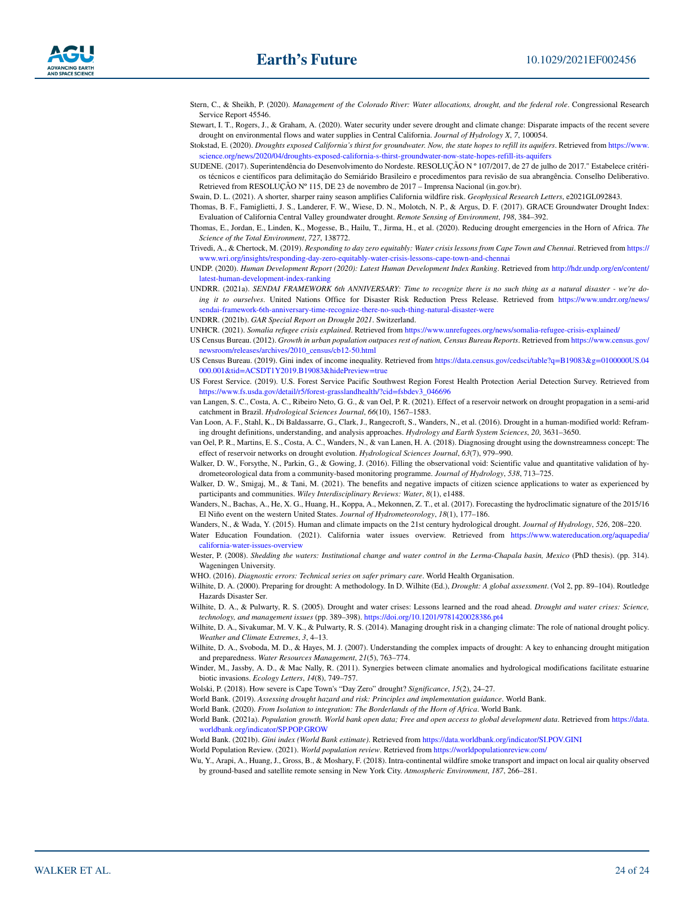Stern, C., & Sheikh, P. (2020). *Management of the Colorado River: Water allocations, drought, and the federal role*. Congressional Research Service Report 45546.

Stewart, I. T., Rogers, J., & Graham, A. (2020). Water security under severe drought and climate change: Disparate impacts of the recent severe drought on environmental flows and water supplies in Central California. *Journal of Hydrology X*, *7*, 100054.

Stokstad, E. (2020). *Droughts exposed California's thirst for groundwater. Now, the state hopes to refill its aquifers*. Retrieved from https://www.science.org/news/2020/04/droughts-exposed-california-s-thirst-groundwater-now-state-hopes-refill-its-aquifers

SUDENE. (2017). Superintendência do Desenvolvimento do Nordeste. RESOLUÇÃO N º 107/2017, de 27 de julho de 2017." Estabelece critérios técnicos e científicos para delimitação do Semiárido Brasileiro e procedimentos para revisão de sua abrangência. Conselho Deliberativo. Retrieved from RESOLUÇÃO Nº 115, DE 23 de novembro de 2017 – Imprensa Nacional (in.gov.br).

Swain, D. L. (2021). A shorter, sharper rainy season amplifies California wildfire risk. *Geophysical Research Letters*, e2021GL092843.

Thomas, B. F., Famiglietti, J. S., Landerer, F. W., Wiese, D. N., Molotch, N. P., & Argus, D. F. (2017). GRACE Groundwater Drought Index: Evaluation of California Central Valley groundwater drought. *Remote Sensing of Environment*, *198*, 384–392.

Thomas, E., Jordan, E., Linden, K., Mogesse, B., Hailu, T., Jirma, H., et al. (2020). Reducing drought emergencies in the Horn of Africa. *The Science of the Total Environment*, *727*, 138772.

Trivedi, A., & Chertock, M. (2019). *Responding to day zero equitably: Water crisis lessons from Cape Town and Chennai*. Retrieved from https://www.wri.org/insights/responding-day-zero-equitably-water-crisis-lessons-cape-town-and-chennai

UNDP. (2020). *Human Development Report (2020): Latest Human Development Index Ranking*. Retrieved from http://hdr.undp.org/en/content/latest-human-development-index-ranking

UNDRR. (2021a). *SENDAI FRAMEWORK 6th ANNIVERSARY: Time to recognize there is no such thing as a natural disaster - we're doing it to ourselves*. United Nations Office for Disaster Risk Reduction Press Release. Retrieved from https://www.undrr.org/news/sendai-framework-6th-anniversary-time-recognize-there-no-such-thing-natural-disaster-were

UNDRR. (2021b). *GAR Special Report on Drought 2021*. Switzerland.

UNHCR. (2021). *Somalia refugee crisis explained*. Retrieved from https://www.unrefugees.org/news/somalia-refugee-crisis-explained/

US Census Bureau. (2012). *Growth in urban population outpaces rest of nation, Census Bureau Reports*. Retrieved from https://www.census.gov/newsroom/releases/archives/2010_census/cb12-50.html

US Census Bureau. (2019). Gini index of income inequality. Retrieved from https://data.census.gov/cedsci/table?q=B19083&g=0100000US.04000.001&tid=ACSDT1Y2019.B19083&hidePreview=true

US Forest Service. (2019). U.S. Forest Service Pacific Southwest Region Forest Health Protection Aerial Detection Survey. Retrieved from https://www.fs.usda.gov/detail/r5/forest-grasslandhealth/?cid=fsbdev3_046696

van Langen, S. C., Costa, A. C., Ribeiro Neto, G. G., & van Oel, P. R. (2021). Effect of a reservoir network on drought propagation in a semi-arid catchment in Brazil. *Hydrological Sciences Journal*, *66*(10), 1567–1583.

Van Loon, A. F., Stahl, K., Di Baldassarre, G., Clark, J., Rangecroft, S., Wanders, N., et al. (2016). Drought in a human-modified world: Reframing drought definitions, understanding, and analysis approaches. *Hydrology and Earth System Sciences*, *20*, 3631–3650.

van Oel, P. R., Martins, E. S., Costa, A. C., Wanders, N., & van Lanen, H. A. (2018). Diagnosing drought using the downstreamness concept: The effect of reservoir networks on drought evolution. *Hydrological Sciences Journal*, *63*(7), 979–990.

Walker, D. W., Forsythe, N., Parkin, G., & Gowing, J. (2016). Filling the observational void: Scientific value and quantitative validation of hydrometeorological data from a community-based monitoring programme. *Journal of Hydrology*, *538*, 713–725.

Walker, D. W., Smigaj, M., & Tani, M. (2021). The benefits and negative impacts of citizen science applications to water as experienced by participants and communities. *Wiley Interdisciplinary Reviews: Water*, *8*(1), e1488.

Wanders, N., Bachas, A., He, X. G., Huang, H., Koppa, A., Mekonnen, Z. T., et al. (2017). Forecasting the hydroclimatic signature of the 2015/16 El Niño event on the western United States. *Journal of Hydrometeorology*, *18*(1), 177–186.

Wanders, N., & Wada, Y. (2015). Human and climate impacts on the 21st century hydrological drought. *Journal of Hydrology*, *526*, 208–220.

Water Education Foundation. (2021). California water issues overview. Retrieved from https://www.watereducation.org/aquapedia/california-water-issues-overview

Wester, P. (2008). *Shedding the waters: Institutional change and water control in the Lerma-Chapala basin, Mexico* (PhD thesis). (pp. 314). Wageningen University.

WHO. (2016). *Diagnostic errors: Technical series on safer primary care*. World Health Organisation.

Wilhite, D. A. (2000). Preparing for drought: A methodology. In D. Wilhite (Ed.), *Drought: A global assessment*. (Vol 2, pp. 89–104). Routledge Hazards Disaster Ser.

Wilhite, D. A., & Pulwarty, R. S. (2005). Drought and water crises: Lessons learned and the road ahead. *Drought and water crises: Science, technology, and management issues* (pp. 389–398). https://doi.org/10.1201/9781420028386.pt4

Wilhite, D. A., Sivakumar, M. V. K., & Pulwarty, R. S. (2014). Managing drought risk in a changing climate: The role of national drought policy. *Weather and Climate Extremes*, *3*, 4–13.

Wilhite, D. A., Svoboda, M. D., & Hayes, M. J. (2007). Understanding the complex impacts of drought: A key to enhancing drought mitigation and preparedness. *Water Resources Management*, *21*(5), 763–774.

Winder, M., Jassby, A. D., & Mac Nally, R. (2011). Synergies between climate anomalies and hydrological modifications facilitate estuarine biotic invasions. *Ecology Letters*, *14*(8), 749–757.

Wolski, P. (2018). How severe is Cape Town's "Day Zero" drought? *Significance*, *15*(2), 24–27.

World Bank. (2019). *Assessing drought hazard and risk: Principles and implementation guidance*. World Bank.

World Bank. (2020). *From Isolation to integration: The Borderlands of the Horn of Africa*. World Bank.

World Bank. (2021a). *Population growth. World bank open data; Free and open access to global development data*. Retrieved from https://data.worldbank.org/indicator/SP.POP.GROW

World Bank. (2021b). *Gini index (World Bank estimate)*. Retrieved from https://data.worldbank.org/indicator/SI.POV.GINI

World Population Review. (2021). *World population review*. Retrieved from https://worldpopulationreview.com/

Wu, Y., Arapi, A., Huang, J., Gross, B., & Moshary, F. (2018). Intra-continental wildfire smoke transport and impact on local air quality observed by ground-based and satellite remote sensing in New York City. *Atmospheric Environment*, *187*, 266–281.